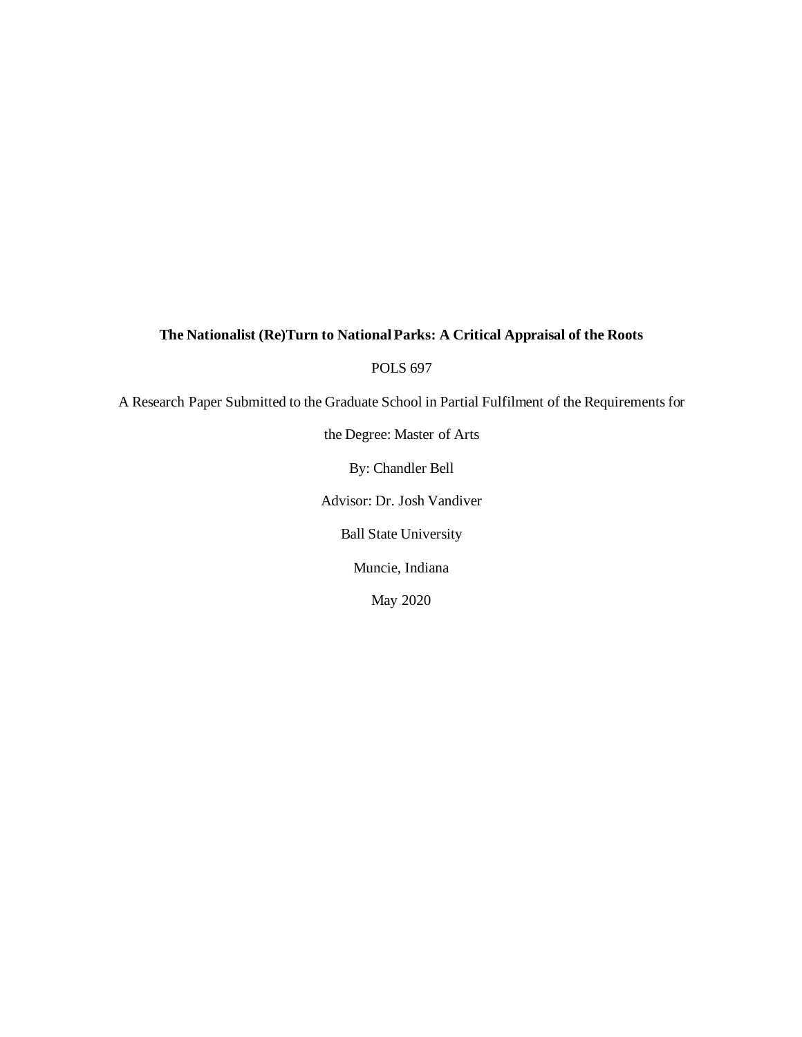**The Nationalist (Re)Turn to National Parks: A Critical Appraisal of the Roots**

POLS 697

A Research Paper Submitted to the Graduate School in Partial Fulfilment of the Requirements for the Degree: Master of Arts

By: Chandler Bell

Advisor: Dr. Josh Vandiver

Ball State University

Muncie, Indiana

May 2020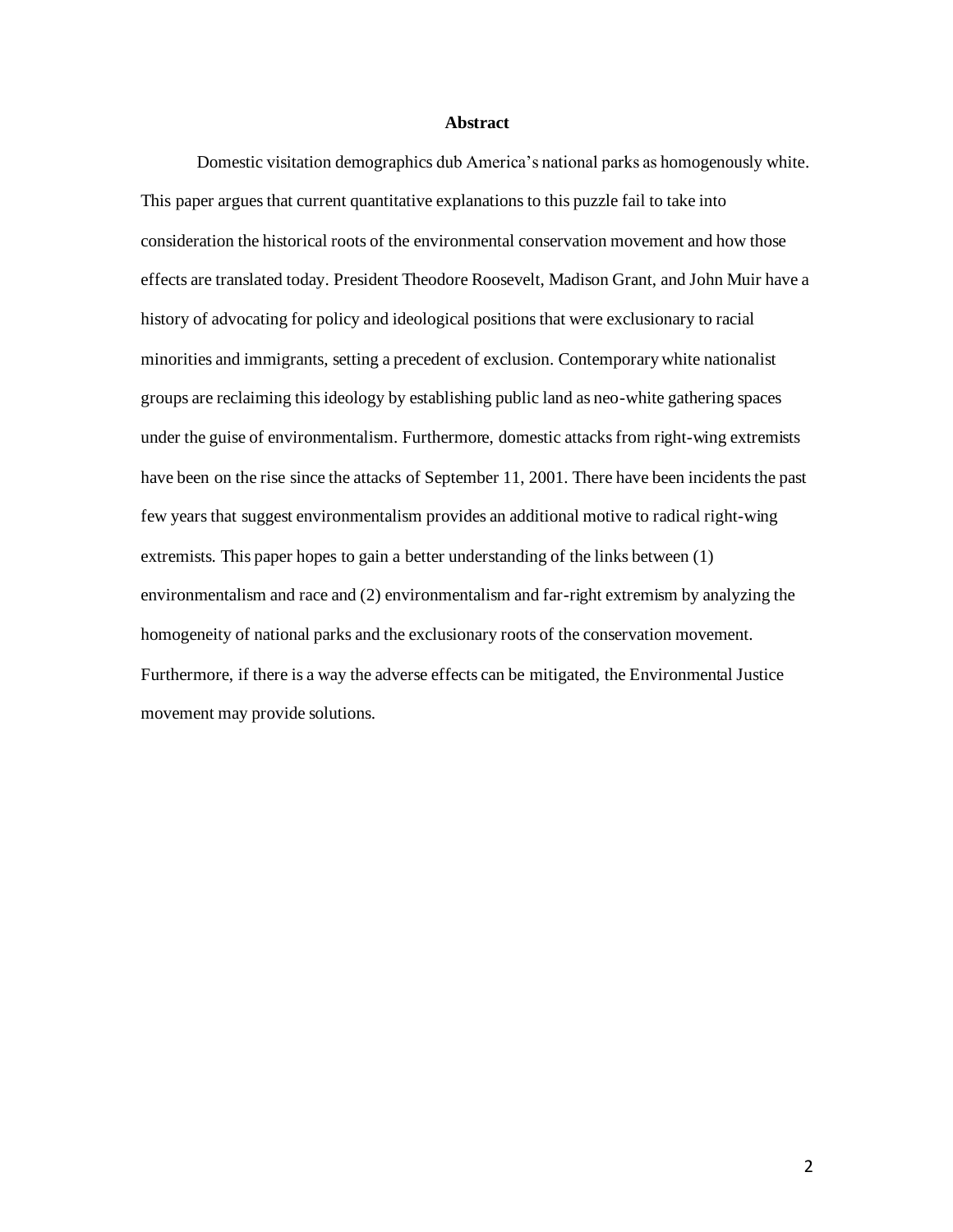## Abstract

Domestic visitation demographics dub America's national parks as homogenously white. This paper argues that current quantitative explanations to this puzzle fail to take into consideration the historical roots of the environmental conservation movement and how those effects are translated today. President Theodore Roosevelt, Madison Grant, and John Muir have a history of advocating for policy and ideological positions that were exclusionary to racial minorities and immigrants, setting a precedent of exclusion. Contemporary white nationalist groups are reclaiming this ideology by establishing public land as neo-white gathering spaces under the guise of environmentalism. Furthermore, domestic attacks from right-wing extremists have been on the rise since the attacks of September 11, 2001. There have been incidents the past few years that suggest environmentalism provides an additional motive to radical right-wing extremists. This paper hopes to gain a better understanding of the links between (1) environmentalism and race and (2) environmentalism and far-right extremism by analyzing the homogeneity of national parks and the exclusionary roots of the conservation movement. Furthermore, if there is a way the adverse effects can be mitigated, the Environmental Justice movement may provide solutions.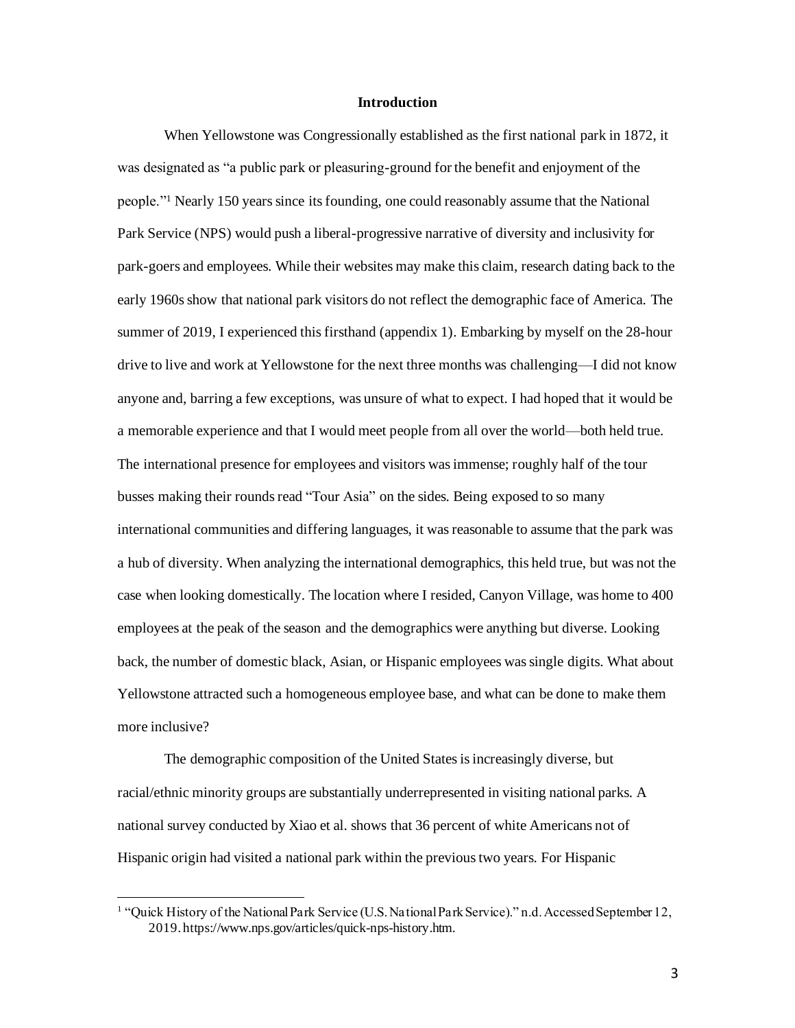## Introduction

When Yellowstone was Congressionally established as the first national park in 1872, it was designated as "a public park or pleasuring-ground for the benefit and enjoyment of the people."[1] Nearly 150 years since its founding, one could reasonably assume that the National Park Service (NPS) would push a liberal-progressive narrative of diversity and inclusivity for park-goers and employees. While their websites may make this claim, research dating back to the early 1960s show that national park visitors do not reflect the demographic face of America. The summer of 2019, I experienced this firsthand (appendix 1). Embarking by myself on the 28-hour drive to live and work at Yellowstone for the next three months was challenging—I did not know anyone and, barring a few exceptions, was unsure of what to expect. I had hoped that it would be a memorable experience and that I would meet people from all over the world—both held true. The international presence for employees and visitors was immense; roughly half of the tour busses making their rounds read "Tour Asia" on the sides. Being exposed to so many international communities and differing languages, it was reasonable to assume that the park was a hub of diversity. When analyzing the international demographics, this held true, but was not the case when looking domestically. The location where I resided, Canyon Village, was home to 400 employees at the peak of the season and the demographics were anything but diverse. Looking back, the number of domestic black, Asian, or Hispanic employees was single digits. What about Yellowstone attracted such a homogeneous employee base, and what can be done to make them more inclusive?

The demographic composition of the United States is increasingly diverse, but racial/ethnic minority groups are substantially underrepresented in visiting national parks. A national survey conducted by Xiao et al. shows that 36 percent of white Americans not of Hispanic origin had visited a national park within the previous two years. For Hispanic

[1] "Quick History of the National Park Service (U.S. National Park Service)." n.d. Accessed September 12, 2019. https://www.nps.gov/articles/quick-nps-history.htm.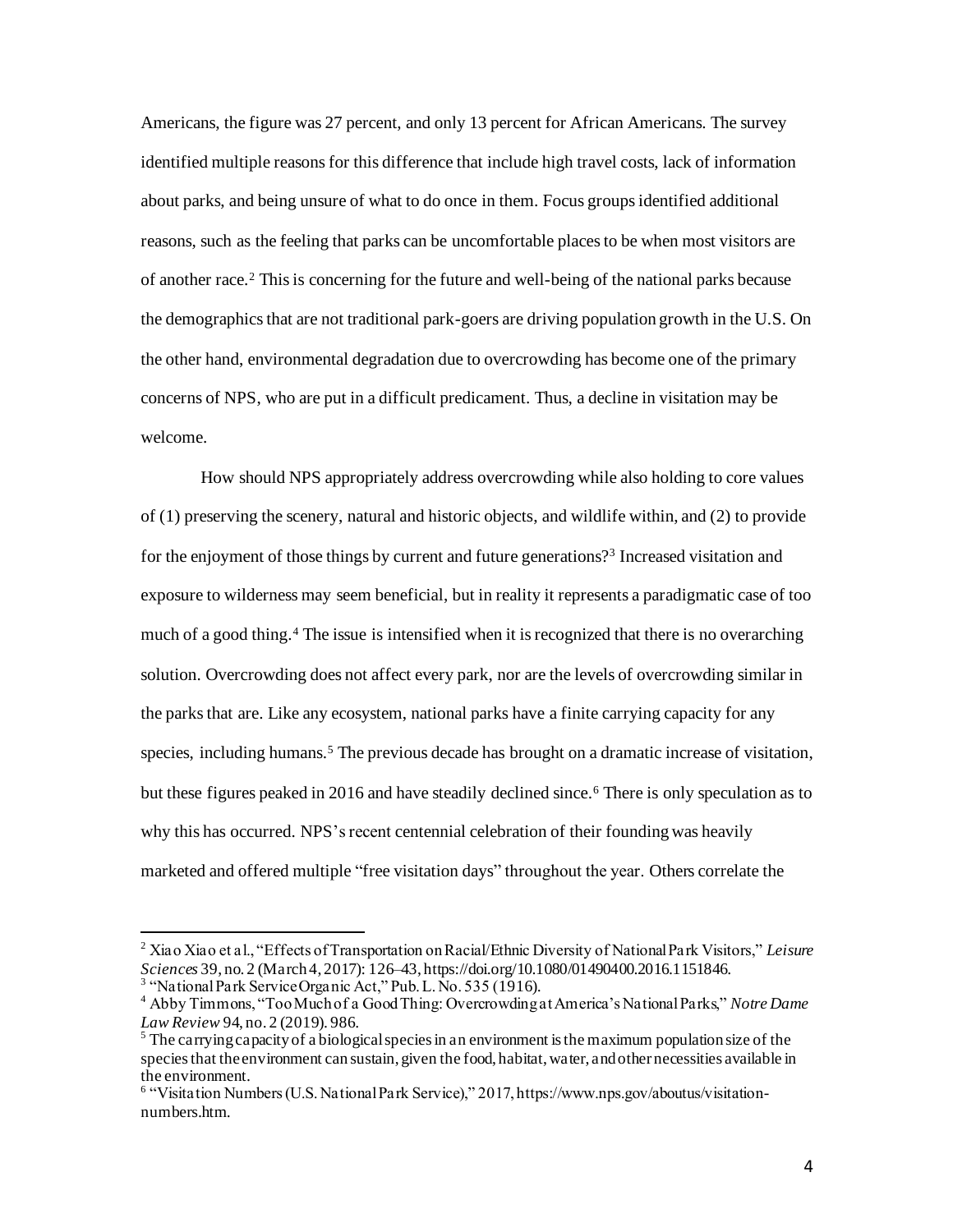Americans, the figure was 27 percent, and only 13 percent for African Americans. The survey identified multiple reasons for this difference that include high travel costs, lack of information about parks, and being unsure of what to do once in them. Focus groups identified additional reasons, such as the feeling that parks can be uncomfortable places to be when most visitors are of another race.[2] This is concerning for the future and well-being of the national parks because the demographics that are not traditional park-goers are driving population growth in the U.S. On the other hand, environmental degradation due to overcrowding has become one of the primary concerns of NPS, who are put in a difficult predicament. Thus, a decline in visitation may be welcome.

How should NPS appropriately address overcrowding while also holding to core values of (1) preserving the scenery, natural and historic objects, and wildlife within, and (2) to provide for the enjoyment of those things by current and future generations?[3] Increased visitation and exposure to wilderness may seem beneficial, but in reality it represents a paradigmatic case of too much of a good thing.[4] The issue is intensified when it is recognized that there is no overarching solution. Overcrowding does not affect every park, nor are the levels of overcrowding similar in the parks that are. Like any ecosystem, national parks have a finite carrying capacity for any species, including humans.[5] The previous decade has brought on a dramatic increase of visitation, but these figures peaked in 2016 and have steadily declined since.[6] There is only speculation as to why this has occurred. NPS's recent centennial celebration of their founding was heavily marketed and offered multiple "free visitation days" throughout the year. Others correlate the

---

[2] Xiao Xiao et al., "Effects of Transportation on Racial/Ethnic Diversity of National Park Visitors," *Leisure Sciences* 39, no. 2 (March 4, 2017): 126–43, https://doi.org/10.1080/01490400.2016.1151846.

[3] "National Park Service Organic Act," Pub. L. No. 535 (1916).

[4] Abby Timmons, "Too Much of a Good Thing: Overcrowding at America's National Parks," *Notre Dame Law Review* 94, no. 2 (2019). 986.

[5] The carrying capacity of a biological species in an environment is the maximum population size of the species that the environment can sustain, given the food, habitat, water, and other necessities available in the environment.

[6] "Visitation Numbers (U.S. National Park Service)," 2017, https://www.nps.gov/aboutus/visitation-numbers.htm.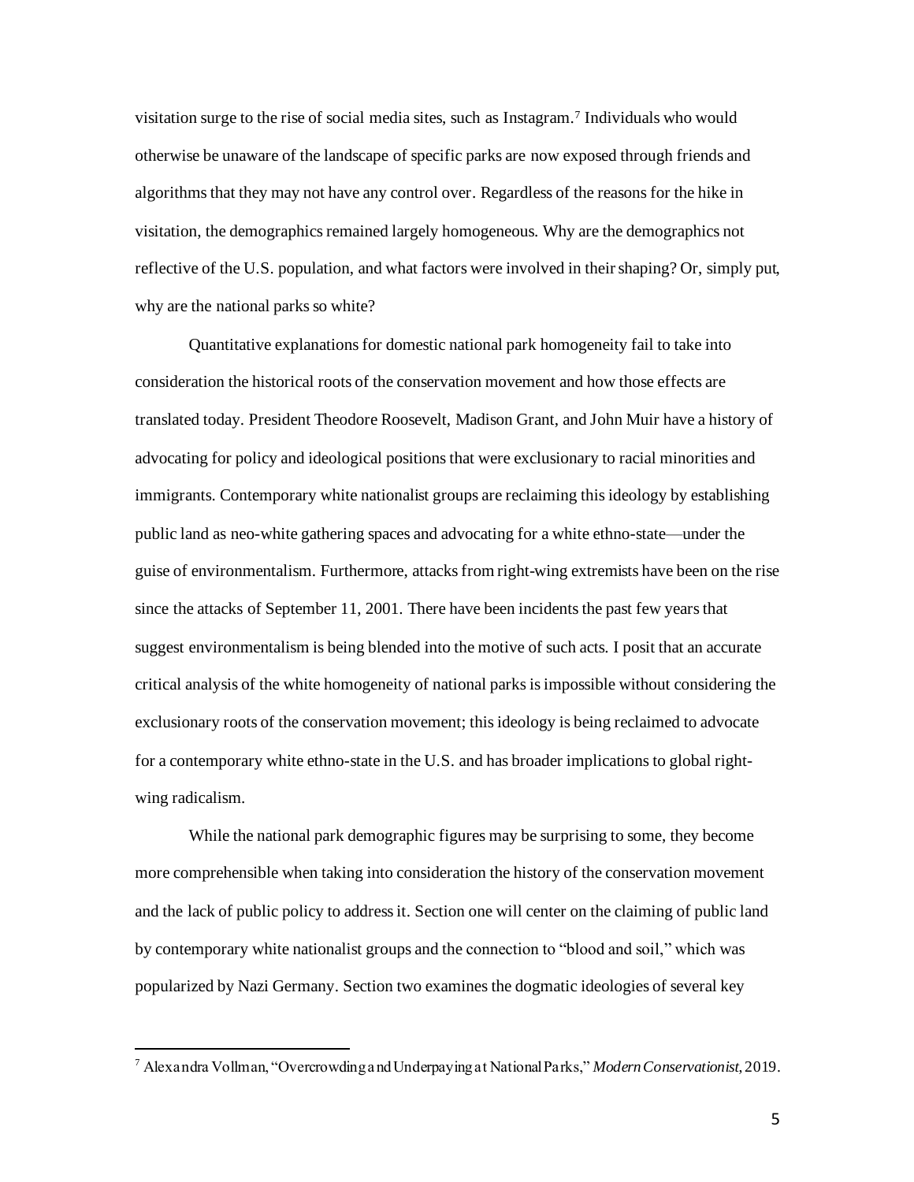visitation surge to the rise of social media sites, such as Instagram.[7] Individuals who would otherwise be unaware of the landscape of specific parks are now exposed through friends and algorithms that they may not have any control over. Regardless of the reasons for the hike in visitation, the demographics remained largely homogeneous. Why are the demographics not reflective of the U.S. population, and what factors were involved in their shaping? Or, simply put, why are the national parks so white?

Quantitative explanations for domestic national park homogeneity fail to take into consideration the historical roots of the conservation movement and how those effects are translated today. President Theodore Roosevelt, Madison Grant, and John Muir have a history of advocating for policy and ideological positions that were exclusionary to racial minorities and immigrants. Contemporary white nationalist groups are reclaiming this ideology by establishing public land as neo-white gathering spaces and advocating for a white ethno-state—under the guise of environmentalism. Furthermore, attacks from right-wing extremists have been on the rise since the attacks of September 11, 2001. There have been incidents the past few years that suggest environmentalism is being blended into the motive of such acts. I posit that an accurate critical analysis of the white homogeneity of national parks is impossible without considering the exclusionary roots of the conservation movement; this ideology is being reclaimed to advocate for a contemporary white ethno-state in the U.S. and has broader implications to global right-wing radicalism.

While the national park demographic figures may be surprising to some, they become more comprehensible when taking into consideration the history of the conservation movement and the lack of public policy to address it. Section one will center on the claiming of public land by contemporary white nationalist groups and the connection to "blood and soil," which was popularized by Nazi Germany. Section two examines the dogmatic ideologies of several key

[7] Alexandra Vollman, "Overcrowding and Underpaying at National Parks," *Modern Conservationist*, 2019.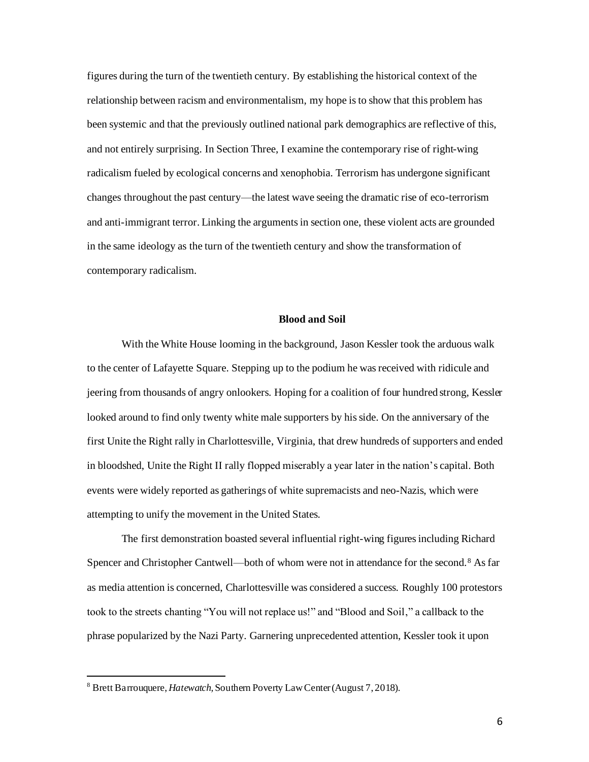figures during the turn of the twentieth century. By establishing the historical context of the relationship between racism and environmentalism, my hope is to show that this problem has been systemic and that the previously outlined national park demographics are reflective of this, and not entirely surprising. In Section Three, I examine the contemporary rise of right-wing radicalism fueled by ecological concerns and xenophobia. Terrorism has undergone significant changes throughout the past century—the latest wave seeing the dramatic rise of eco-terrorism and anti-immigrant terror. Linking the arguments in section one, these violent acts are grounded in the same ideology as the turn of the twentieth century and show the transformation of contemporary radicalism.

## Blood and Soil

With the White House looming in the background, Jason Kessler took the arduous walk to the center of Lafayette Square. Stepping up to the podium he was received with ridicule and jeering from thousands of angry onlookers. Hoping for a coalition of four hundred strong, Kessler looked around to find only twenty white male supporters by his side. On the anniversary of the first Unite the Right rally in Charlottesville, Virginia, that drew hundreds of supporters and ended in bloodshed, Unite the Right II rally flopped miserably a year later in the nation's capital. Both events were widely reported as gatherings of white supremacists and neo-Nazis, which were attempting to unify the movement in the United States.

The first demonstration boasted several influential right-wing figures including Richard Spencer and Christopher Cantwell—both of whom were not in attendance for the second.[8] As far as media attention is concerned, Charlottesville was considered a success. Roughly 100 protestors took to the streets chanting "You will not replace us!" and "Blood and Soil," a callback to the phrase popularized by the Nazi Party. Garnering unprecedented attention, Kessler took it upon

---

[8] Brett Barrouquere, *Hatewatch*, Southern Poverty Law Center (August 7, 2018).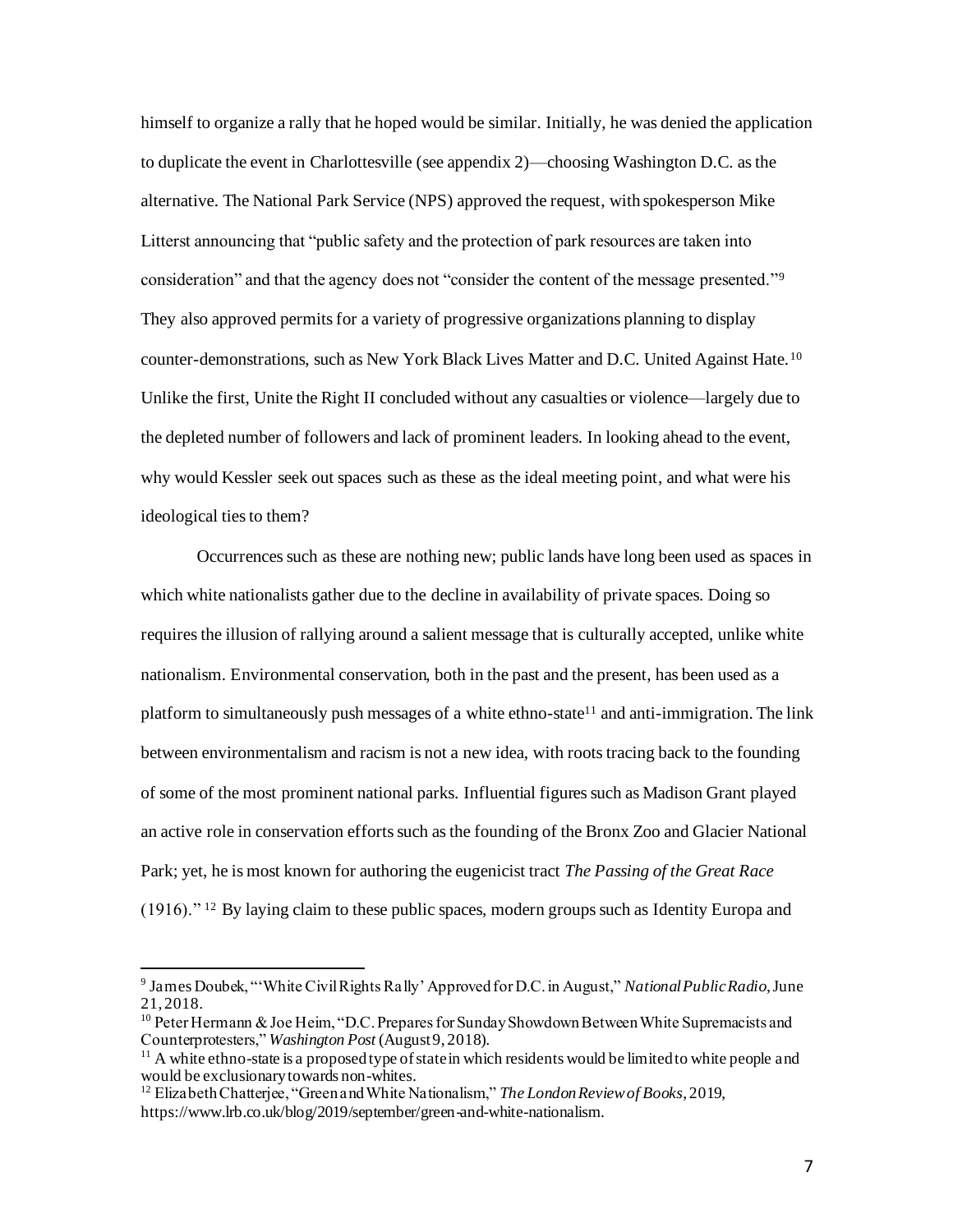himself to organize a rally that he hoped would be similar. Initially, he was denied the application to duplicate the event in Charlottesville (see appendix 2)—choosing Washington D.C. as the alternative. The National Park Service (NPS) approved the request, with spokesperson Mike Litterst announcing that "public safety and the protection of park resources are taken into consideration" and that the agency does not "consider the content of the message presented."[9] They also approved permits for a variety of progressive organizations planning to display counter-demonstrations, such as New York Black Lives Matter and D.C. United Against Hate.[10] Unlike the first, Unite the Right II concluded without any casualties or violence—largely due to the depleted number of followers and lack of prominent leaders. In looking ahead to the event, why would Kessler seek out spaces such as these as the ideal meeting point, and what were his ideological ties to them?

Occurrences such as these are nothing new; public lands have long been used as spaces in which white nationalists gather due to the decline in availability of private spaces. Doing so requires the illusion of rallying around a salient message that is culturally accepted, unlike white nationalism. Environmental conservation, both in the past and the present, has been used as a platform to simultaneously push messages of a white ethno-state[11] and anti-immigration. The link between environmentalism and racism is not a new idea, with roots tracing back to the founding of some of the most prominent national parks. Influential figures such as Madison Grant played an active role in conservation efforts such as the founding of the Bronx Zoo and Glacier National Park; yet, he is most known for authoring the eugenicist tract *The Passing of the Great Race* (1916)."[12] By laying claim to these public spaces, modern groups such as Identity Europa and

---

[9] James Doubek, "'White Civil Rights Rally' Approved for D.C. in August," *National Public Radio*, June 21, 2018.

[10] Peter Hermann & Joe Heim, "D.C. Prepares for Sunday Showdown Between White Supremacists and Counterprotesters," *Washington Post* (August 9, 2018).

[11] A white ethno-state is a proposed type of state in which residents would be limited to white people and would be exclusionary towards non-whites.

[12] Elizabeth Chatterjee, "Green and White Nationalism," *The London Review of Books*, 2019, https://www.lrb.co.uk/blog/2019/september/green-and-white-nationalism.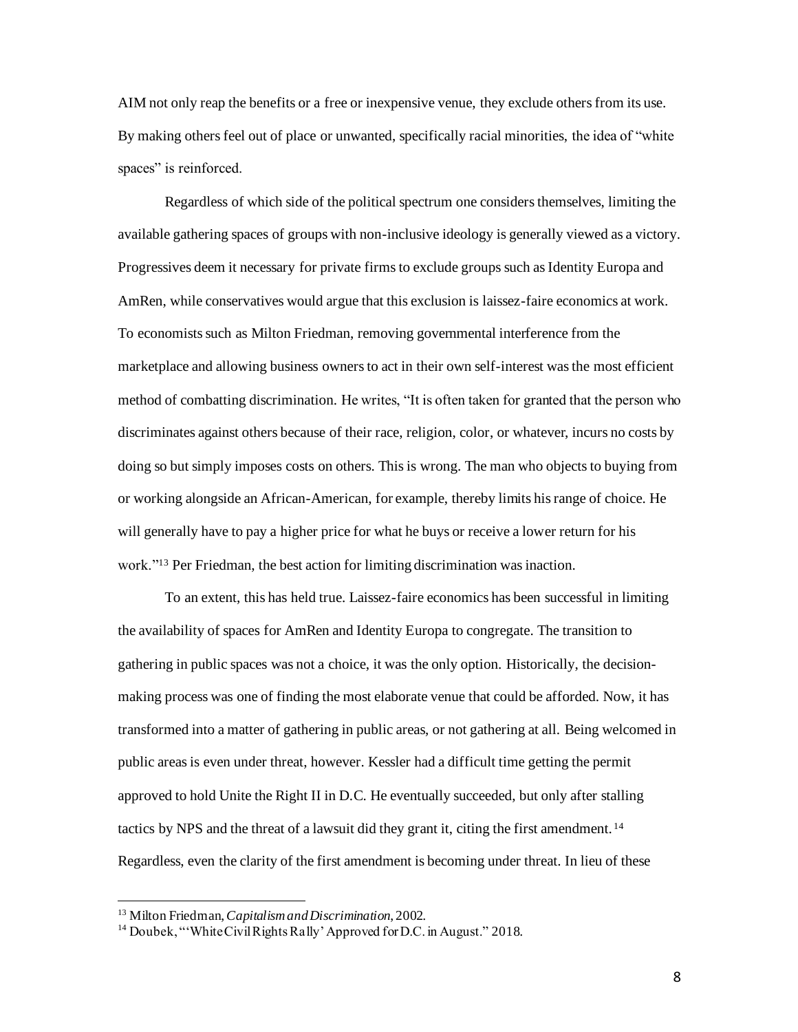AIM not only reap the benefits or a free or inexpensive venue, they exclude others from its use. By making others feel out of place or unwanted, specifically racial minorities, the idea of "white spaces" is reinforced.

Regardless of which side of the political spectrum one considers themselves, limiting the available gathering spaces of groups with non-inclusive ideology is generally viewed as a victory. Progressives deem it necessary for private firms to exclude groups such as Identity Europa and AmRen, while conservatives would argue that this exclusion is laissez-faire economics at work. To economists such as Milton Friedman, removing governmental interference from the marketplace and allowing business owners to act in their own self-interest was the most efficient method of combatting discrimination. He writes, "It is often taken for granted that the person who discriminates against others because of their race, religion, color, or whatever, incurs no costs by doing so but simply imposes costs on others. This is wrong. The man who objects to buying from or working alongside an African-American, for example, thereby limits his range of choice. He will generally have to pay a higher price for what he buys or receive a lower return for his work."[13] Per Friedman, the best action for limiting discrimination was inaction.

To an extent, this has held true. Laissez-faire economics has been successful in limiting the availability of spaces for AmRen and Identity Europa to congregate. The transition to gathering in public spaces was not a choice, it was the only option. Historically, the decision-making process was one of finding the most elaborate venue that could be afforded. Now, it has transformed into a matter of gathering in public areas, or not gathering at all. Being welcomed in public areas is even under threat, however. Kessler had a difficult time getting the permit approved to hold Unite the Right II in D.C. He eventually succeeded, but only after stalling tactics by NPS and the threat of a lawsuit did they grant it, citing the first amendment.[14] Regardless, even the clarity of the first amendment is becoming under threat. In lieu of these

---

[13] Milton Friedman, *Capitalism and Discrimination*, 2002.

[14] Doubek, "'White Civil Rights Rally' Approved for D.C. in August." 2018.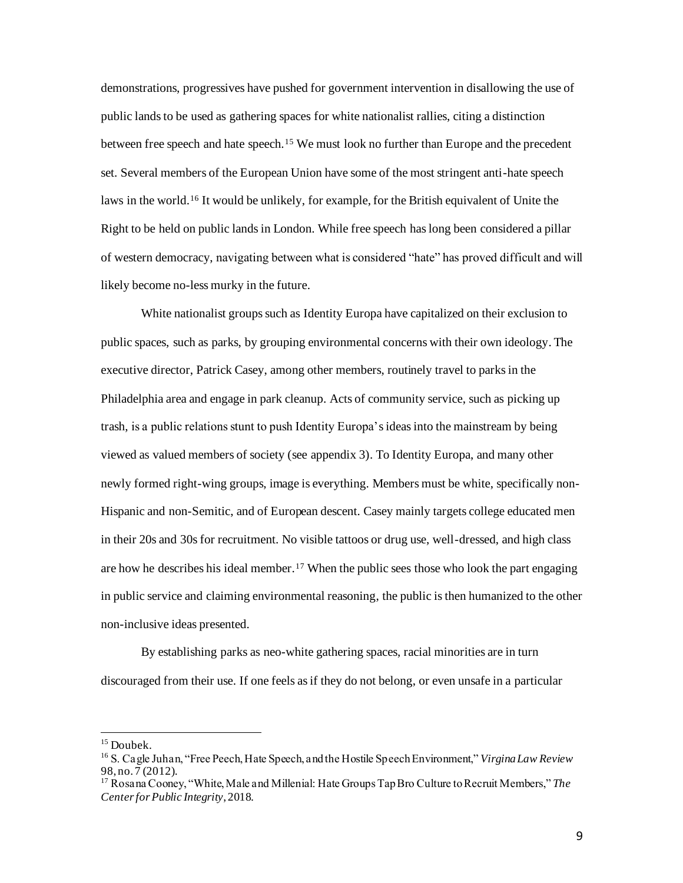demonstrations, progressives have pushed for government intervention in disallowing the use of public lands to be used as gathering spaces for white nationalist rallies, citing a distinction between free speech and hate speech.[15] We must look no further than Europe and the precedent set. Several members of the European Union have some of the most stringent anti-hate speech laws in the world.[16] It would be unlikely, for example, for the British equivalent of Unite the Right to be held on public lands in London. While free speech has long been considered a pillar of western democracy, navigating between what is considered "hate" has proved difficult and will likely become no-less murky in the future.

White nationalist groups such as Identity Europa have capitalized on their exclusion to public spaces, such as parks, by grouping environmental concerns with their own ideology. The executive director, Patrick Casey, among other members, routinely travel to parks in the Philadelphia area and engage in park cleanup. Acts of community service, such as picking up trash, is a public relations stunt to push Identity Europa's ideas into the mainstream by being viewed as valued members of society (see appendix 3). To Identity Europa, and many other newly formed right-wing groups, image is everything. Members must be white, specifically non-Hispanic and non-Semitic, and of European descent. Casey mainly targets college educated men in their 20s and 30s for recruitment. No visible tattoos or drug use, well-dressed, and high class are how he describes his ideal member.[17] When the public sees those who look the part engaging in public service and claiming environmental reasoning, the public is then humanized to the other non-inclusive ideas presented.

By establishing parks as neo-white gathering spaces, racial minorities are in turn discouraged from their use. If one feels as if they do not belong, or even unsafe in a particular

---

[15] Doubek.

[16] S. Cagle Juhan, "Free Peech, Hate Speech, and the Hostile Speech Environment," *Virgina Law Review* 98, no. 7 (2012).

[17] Rosana Cooney, "White, Male and Millenial: Hate Groups Tap Bro Culture to Recruit Members," *The Center for Public Integrity*, 2018.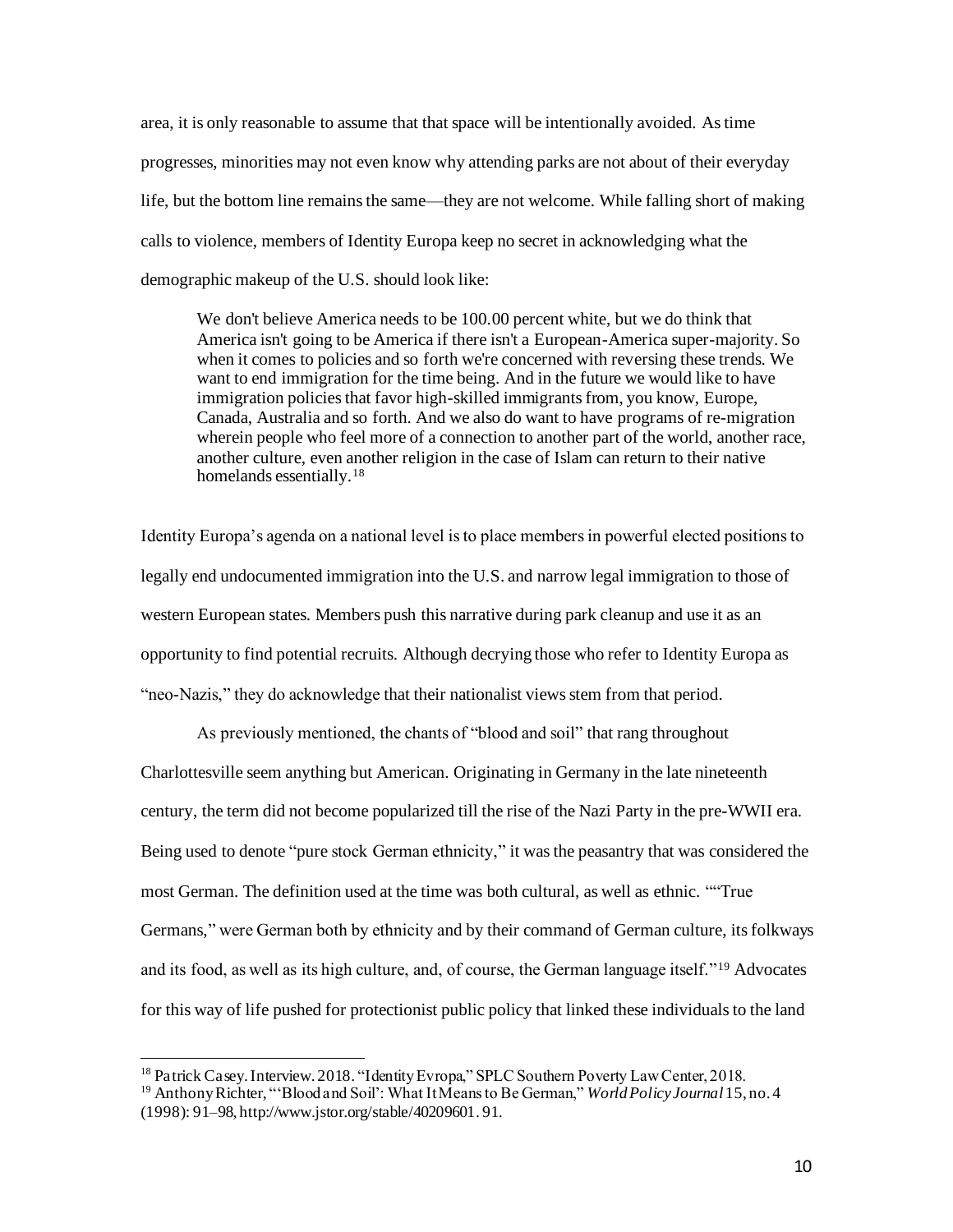area, it is only reasonable to assume that that space will be intentionally avoided. As time progresses, minorities may not even know why attending parks are not about of their everyday life, but the bottom line remains the same—they are not welcome. While falling short of making calls to violence, members of Identity Europa keep no secret in acknowledging what the demographic makeup of the U.S. should look like:

> We don't believe America needs to be 100.00 percent white, but we do think that America isn't going to be America if there isn't a European-America super-majority. So when it comes to policies and so forth we're concerned with reversing these trends. We want to end immigration for the time being. And in the future we would like to have immigration policies that favor high-skilled immigrants from, you know, Europe, Canada, Australia and so forth. And we also do want to have programs of re-migration wherein people who feel more of a connection to another part of the world, another race, another culture, even another religion in the case of Islam can return to their native homelands essentially.[18]

Identity Europa's agenda on a national level is to place members in powerful elected positions to legally end undocumented immigration into the U.S. and narrow legal immigration to those of western European states. Members push this narrative during park cleanup and use it as an opportunity to find potential recruits. Although decrying those who refer to Identity Europa as "neo-Nazis," they do acknowledge that their nationalist views stem from that period.

As previously mentioned, the chants of "blood and soil" that rang throughout Charlottesville seem anything but American. Originating in Germany in the late nineteenth century, the term did not become popularized till the rise of the Nazi Party in the pre-WWII era. Being used to denote "pure stock German ethnicity," it was the peasantry that was considered the most German. The definition used at the time was both cultural, as well as ethnic. ""True Germans," were German both by ethnicity and by their command of German culture, its folkways and its food, as well as its high culture, and, of course, the German language itself."[19] Advocates for this way of life pushed for protectionist public policy that linked these individuals to the land

---

[18] Patrick Casey. Interview. 2018. "Identity Evropa," SPLC Southern Poverty Law Center, 2018.

[19] Anthony Richter, "'Blood and Soil': What It Means to Be German," *World Policy Journal* 15, no. 4 (1998): 91–98, http://www.jstor.org/stable/40209601. 91.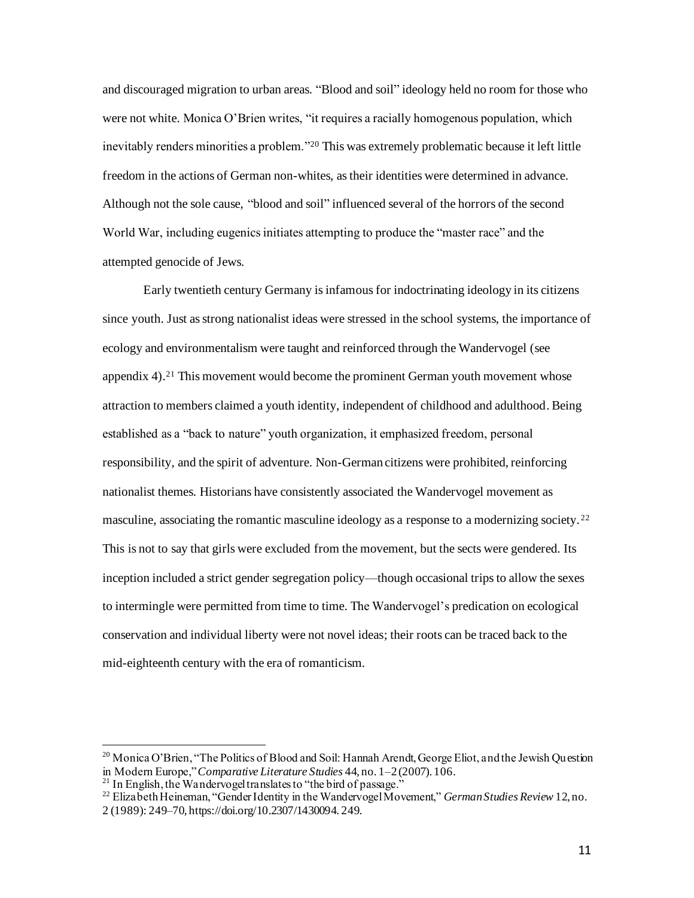and discouraged migration to urban areas. "Blood and soil" ideology held no room for those who were not white. Monica O'Brien writes, "it requires a racially homogenous population, which inevitably renders minorities a problem."[20] This was extremely problematic because it left little freedom in the actions of German non-whites, as their identities were determined in advance. Although not the sole cause, "blood and soil" influenced several of the horrors of the second World War, including eugenics initiates attempting to produce the "master race" and the attempted genocide of Jews.

Early twentieth century Germany is infamous for indoctrinating ideology in its citizens since youth. Just as strong nationalist ideas were stressed in the school systems, the importance of ecology and environmentalism were taught and reinforced through the Wandervogel (see appendix 4).[21] This movement would become the prominent German youth movement whose attraction to members claimed a youth identity, independent of childhood and adulthood. Being established as a "back to nature" youth organization, it emphasized freedom, personal responsibility, and the spirit of adventure. Non-German citizens were prohibited, reinforcing nationalist themes. Historians have consistently associated the Wandervogel movement as masculine, associating the romantic masculine ideology as a response to a modernizing society.[22] This is not to say that girls were excluded from the movement, but the sects were gendered. Its inception included a strict gender segregation policy—though occasional trips to allow the sexes to intermingle were permitted from time to time. The Wandervogel's predication on ecological conservation and individual liberty were not novel ideas; their roots can be traced back to the mid-eighteenth century with the era of romanticism.

---

[20] Monica O'Brien, "The Politics of Blood and Soil: Hannah Arendt, George Eliot, and the Jewish Question in Modern Europe," *Comparative Literature Studies* 44, no. 1–2 (2007). 106.

[21] In English, the Wandervogel translates to "the bird of passage."

[22] Elizabeth Heineman, "Gender Identity in the Wandervogel Movement," *German Studies Review* 12, no. 2 (1989): 249–70, https://doi.org/10.2307/1430094. 249.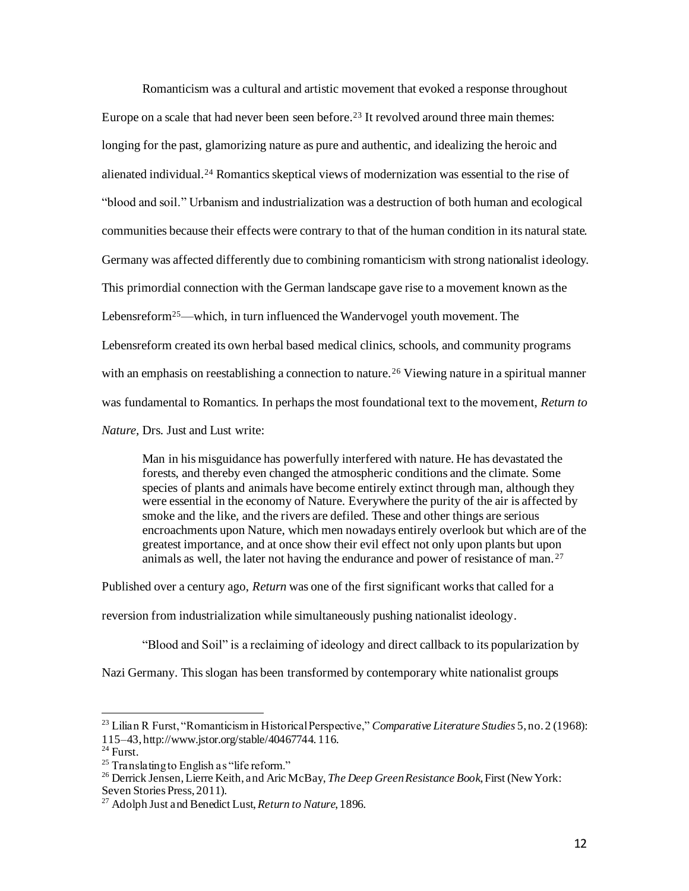Romanticism was a cultural and artistic movement that evoked a response throughout Europe on a scale that had never been seen before.[23] It revolved around three main themes: longing for the past, glamorizing nature as pure and authentic, and idealizing the heroic and alienated individual.[24] Romantics skeptical views of modernization was essential to the rise of "blood and soil." Urbanism and industrialization was a destruction of both human and ecological communities because their effects were contrary to that of the human condition in its natural state. Germany was affected differently due to combining romanticism with strong nationalist ideology. This primordial connection with the German landscape gave rise to a movement known as the Lebensreform[25]—which, in turn influenced the Wandervogel youth movement. The Lebensreform created its own herbal based medical clinics, schools, and community programs with an emphasis on reestablishing a connection to nature.[26] Viewing nature in a spiritual manner was fundamental to Romantics. In perhaps the most foundational text to the movement, *Return to Nature*, Drs. Just and Lust write:

> Man in his misguidance has powerfully interfered with nature. He has devastated the forests, and thereby even changed the atmospheric conditions and the climate. Some species of plants and animals have become entirely extinct through man, although they were essential in the economy of Nature. Everywhere the purity of the air is affected by smoke and the like, and the rivers are defiled. These and other things are serious encroachments upon Nature, which men nowadays entirely overlook but which are of the greatest importance, and at once show their evil effect not only upon plants but upon animals as well, the later not having the endurance and power of resistance of man.[27]

Published over a century ago, *Return* was one of the first significant works that called for a reversion from industrialization while simultaneously pushing nationalist ideology.

"Blood and Soil" is a reclaiming of ideology and direct callback to its popularization by Nazi Germany. This slogan has been transformed by contemporary white nationalist groups

---

[23] Lilian R Furst, "Romanticism in Historical Perspective," *Comparative Literature Studies* 5, no. 2 (1968): 115–43, http://www.jstor.org/stable/40467744. 116.

[24] Furst.

[25] Translating to English as "life reform."

[26] Derrick Jensen, Lierre Keith, and Aric McBay, *The Deep Green Resistance Book*, First (New York: Seven Stories Press, 2011).

[27] Adolph Just and Benedict Lust, *Return to Nature*, 1896.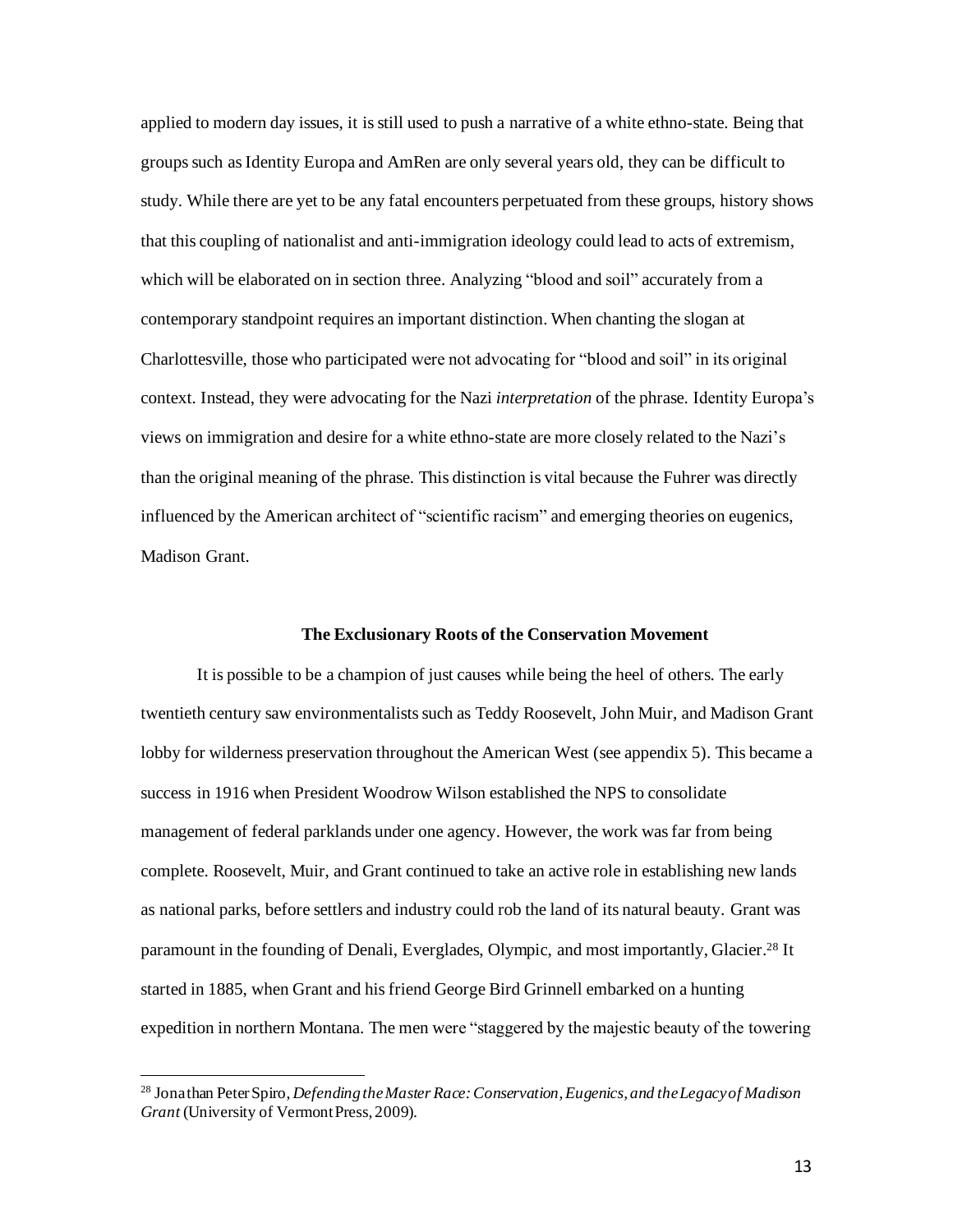applied to modern day issues, it is still used to push a narrative of a white ethno-state. Being that groups such as Identity Europa and AmRen are only several years old, they can be difficult to study. While there are yet to be any fatal encounters perpetuated from these groups, history shows that this coupling of nationalist and anti-immigration ideology could lead to acts of extremism, which will be elaborated on in section three. Analyzing "blood and soil" accurately from a contemporary standpoint requires an important distinction. When chanting the slogan at Charlottesville, those who participated were not advocating for "blood and soil" in its original context. Instead, they were advocating for the Nazi *interpretation* of the phrase. Identity Europa's views on immigration and desire for a white ethno-state are more closely related to the Nazi's than the original meaning of the phrase. This distinction is vital because the Fuhrer was directly influenced by the American architect of "scientific racism" and emerging theories on eugenics, Madison Grant.

**The Exclusionary Roots of the Conservation Movement**

It is possible to be a champion of just causes while being the heel of others. The early twentieth century saw environmentalists such as Teddy Roosevelt, John Muir, and Madison Grant lobby for wilderness preservation throughout the American West (see appendix 5). This became a success in 1916 when President Woodrow Wilson established the NPS to consolidate management of federal parklands under one agency. However, the work was far from being complete. Roosevelt, Muir, and Grant continued to take an active role in establishing new lands as national parks, before settlers and industry could rob the land of its natural beauty. Grant was paramount in the founding of Denali, Everglades, Olympic, and most importantly, Glacier.[28] It started in 1885, when Grant and his friend George Bird Grinnell embarked on a hunting expedition in northern Montana. The men were "staggered by the majestic beauty of the towering

[28] Jonathan Peter Spiro, *Defending the Master Race: Conservation, Eugenics, and the Legacy of Madison Grant* (University of Vermont Press, 2009).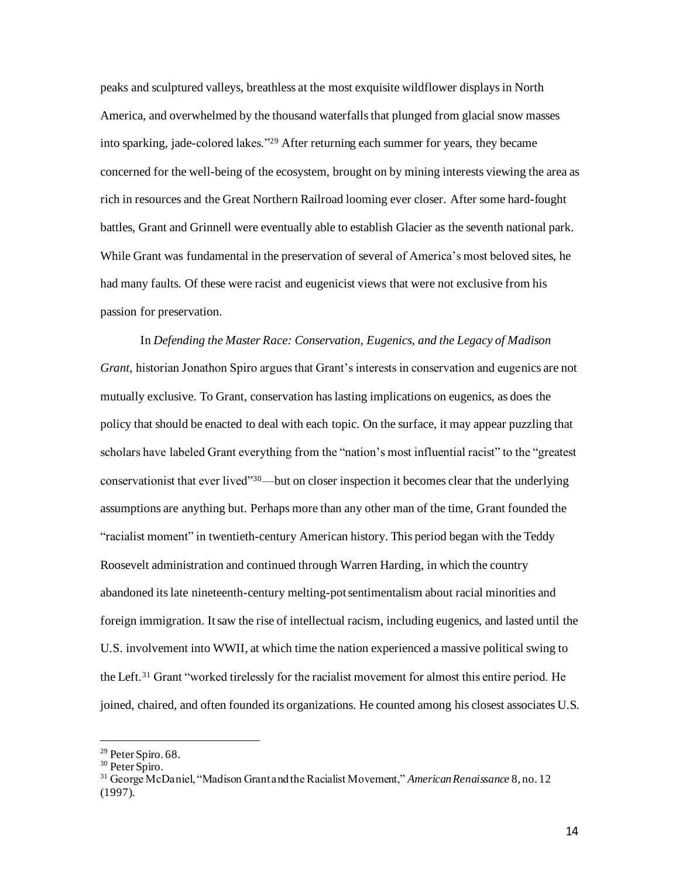peaks and sculptured valleys, breathless at the most exquisite wildflower displays in North America, and overwhelmed by the thousand waterfalls that plunged from glacial snow masses into sparking, jade-colored lakes."[29] After returning each summer for years, they became concerned for the well-being of the ecosystem, brought on by mining interests viewing the area as rich in resources and the Great Northern Railroad looming ever closer. After some hard-fought battles, Grant and Grinnell were eventually able to establish Glacier as the seventh national park. While Grant was fundamental in the preservation of several of America's most beloved sites, he had many faults. Of these were racist and eugenicist views that were not exclusive from his passion for preservation.

In *Defending the Master Race: Conservation, Eugenics, and the Legacy of Madison Grant,* historian Jonathon Spiro argues that Grant's interests in conservation and eugenics are not mutually exclusive. To Grant, conservation has lasting implications on eugenics, as does the policy that should be enacted to deal with each topic. On the surface, it may appear puzzling that scholars have labeled Grant everything from the "nation's most influential racist" to the "greatest conservationist that ever lived"[30]—but on closer inspection it becomes clear that the underlying assumptions are anything but. Perhaps more than any other man of the time, Grant founded the "racialist moment" in twentieth-century American history. This period began with the Teddy Roosevelt administration and continued through Warren Harding, in which the country abandoned its late nineteenth-century melting-pot sentimentalism about racial minorities and foreign immigration. It saw the rise of intellectual racism, including eugenics, and lasted until the U.S. involvement into WWII, at which time the nation experienced a massive political swing to the Left.[31] Grant "worked tirelessly for the racialist movement for almost this entire period. He joined, chaired, and often founded its organizations. He counted among his closest associates U.S.

---

[29] Peter Spiro. 68.

[30] Peter Spiro.

[31] George McDaniel, "Madison Grant and the Racialist Movement," *American Renaissance* 8, no. 12 (1997).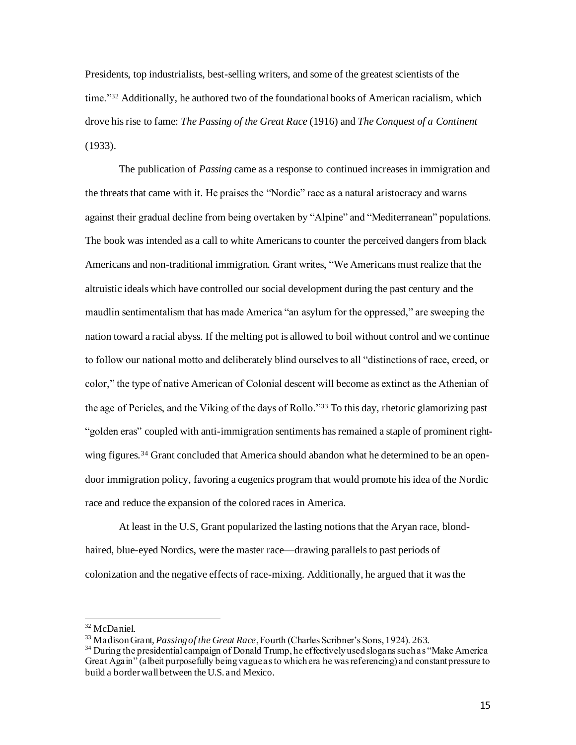Presidents, top industrialists, best-selling writers, and some of the greatest scientists of the time."[32] Additionally, he authored two of the foundational books of American racialism, which drove his rise to fame: *The Passing of the Great Race* (1916) and *The Conquest of a Continent* (1933).

The publication of *Passing* came as a response to continued increases in immigration and the threats that came with it. He praises the "Nordic" race as a natural aristocracy and warns against their gradual decline from being overtaken by "Alpine" and "Mediterranean" populations. The book was intended as a call to white Americans to counter the perceived dangers from black Americans and non-traditional immigration. Grant writes, "We Americans must realize that the altruistic ideals which have controlled our social development during the past century and the maudlin sentimentalism that has made America "an asylum for the oppressed," are sweeping the nation toward a racial abyss. If the melting pot is allowed to boil without control and we continue to follow our national motto and deliberately blind ourselves to all "distinctions of race, creed, or color," the type of native American of Colonial descent will become as extinct as the Athenian of the age of Pericles, and the Viking of the days of Rollo."[33] To this day, rhetoric glamorizing past "golden eras" coupled with anti-immigration sentiments has remained a staple of prominent right-wing figures.[34] Grant concluded that America should abandon what he determined to be an open-door immigration policy, favoring a eugenics program that would promote his idea of the Nordic race and reduce the expansion of the colored races in America.

At least in the U.S, Grant popularized the lasting notions that the Aryan race, blond-haired, blue-eyed Nordics, were the master race—drawing parallels to past periods of colonization and the negative effects of race-mixing. Additionally, he argued that it was the

---

[32] McDaniel.

[33] Madison Grant, *Passing of the Great Race*, Fourth (Charles Scribner's Sons, 1924). 263.

[34] During the presidential campaign of Donald Trump, he effectively used slogans such as "Make America Great Again" (albeit purposefully being vague as to which era he was referencing) and constant pressure to build a border wall between the U.S. and Mexico.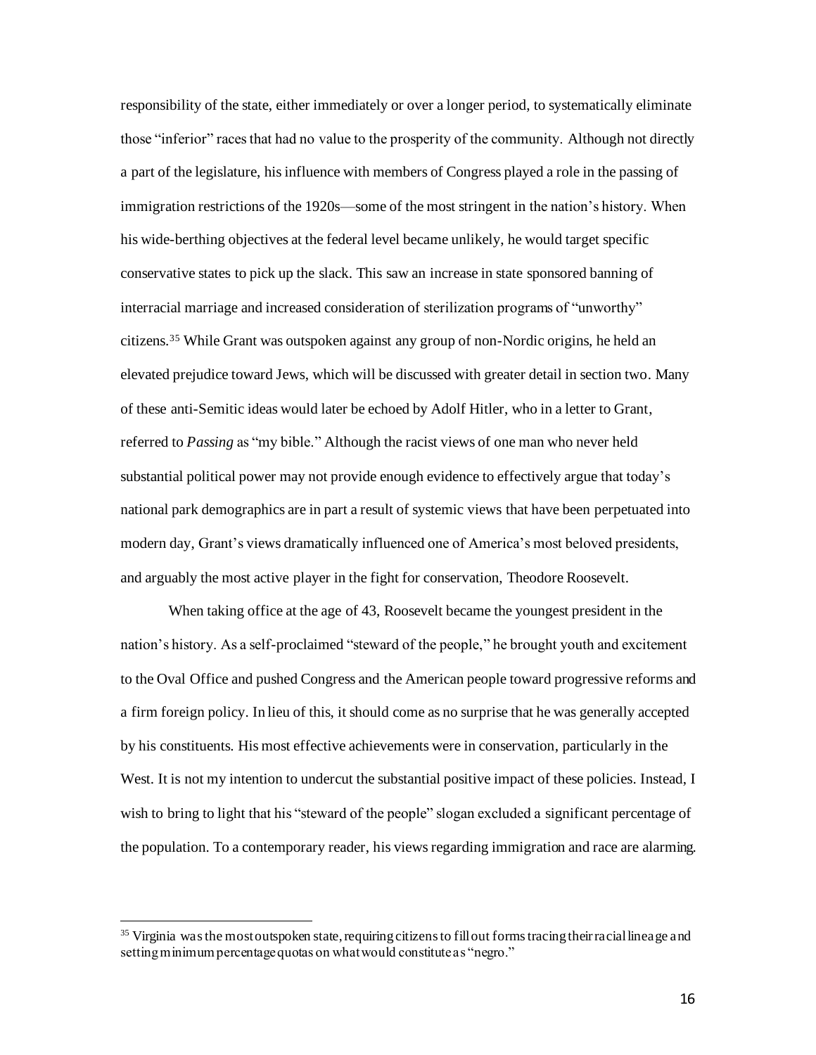responsibility of the state, either immediately or over a longer period, to systematically eliminate those "inferior" races that had no value to the prosperity of the community. Although not directly a part of the legislature, his influence with members of Congress played a role in the passing of immigration restrictions of the 1920s—some of the most stringent in the nation's history. When his wide-berthing objectives at the federal level became unlikely, he would target specific conservative states to pick up the slack. This saw an increase in state sponsored banning of interracial marriage and increased consideration of sterilization programs of "unworthy" citizens.[35] While Grant was outspoken against any group of non-Nordic origins, he held an elevated prejudice toward Jews, which will be discussed with greater detail in section two. Many of these anti-Semitic ideas would later be echoed by Adolf Hitler, who in a letter to Grant, referred to *Passing* as "my bible." Although the racist views of one man who never held substantial political power may not provide enough evidence to effectively argue that today's national park demographics are in part a result of systemic views that have been perpetuated into modern day, Grant's views dramatically influenced one of America's most beloved presidents, and arguably the most active player in the fight for conservation, Theodore Roosevelt.

When taking office at the age of 43, Roosevelt became the youngest president in the nation's history. As a self-proclaimed "steward of the people," he brought youth and excitement to the Oval Office and pushed Congress and the American people toward progressive reforms and a firm foreign policy. In lieu of this, it should come as no surprise that he was generally accepted by his constituents. His most effective achievements were in conservation, particularly in the West. It is not my intention to undercut the substantial positive impact of these policies. Instead, I wish to bring to light that his "steward of the people" slogan excluded a significant percentage of the population. To a contemporary reader, his views regarding immigration and race are alarming.

[35] Virginia was the most outspoken state, requiring citizens to fill out forms tracing their racial lineage and setting minimum percentage quotas on what would constitute as "negro."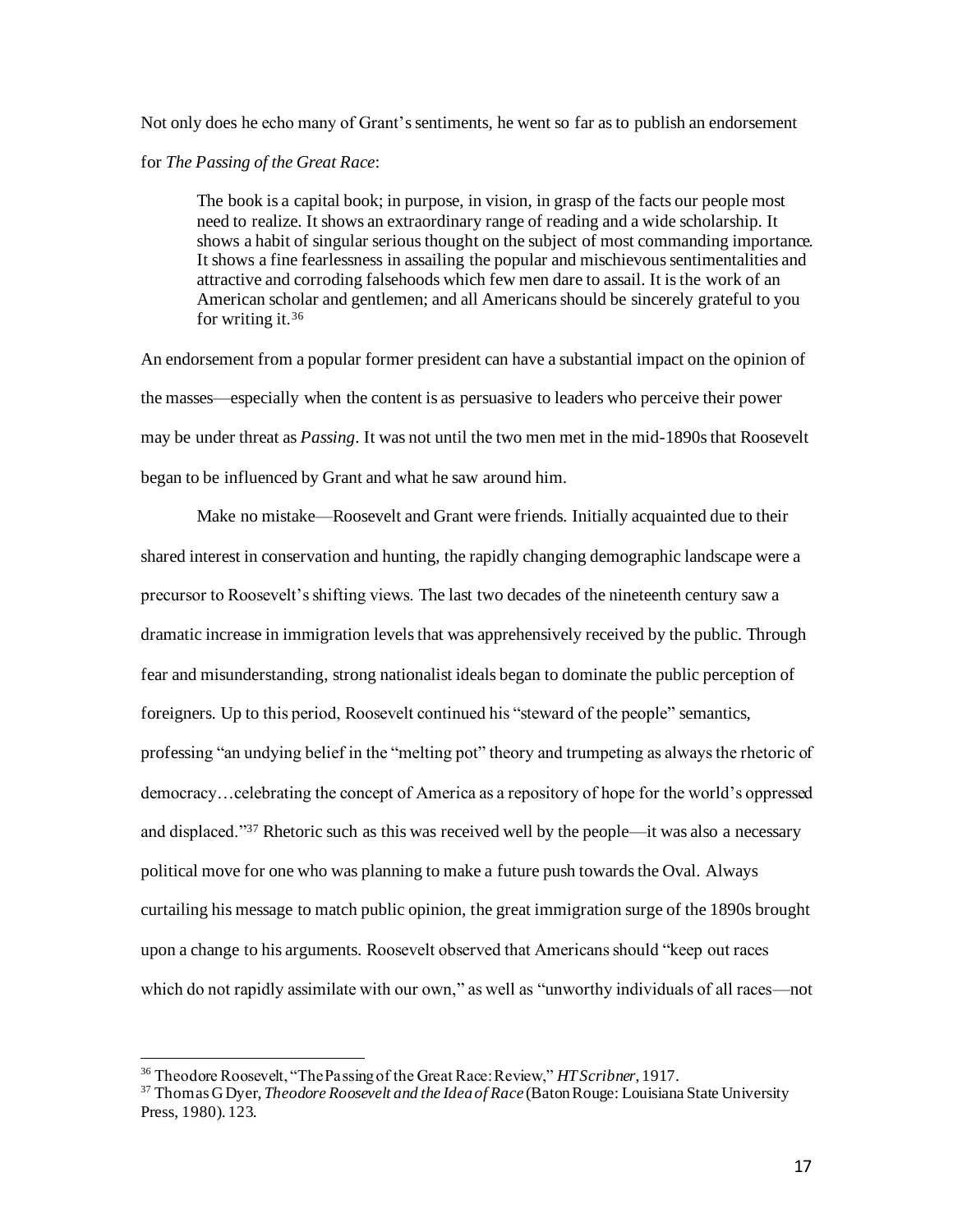Not only does he echo many of Grant's sentiments, he went so far as to publish an endorsement for *The Passing of the Great Race*:

> The book is a capital book; in purpose, in vision, in grasp of the facts our people most need to realize. It shows an extraordinary range of reading and a wide scholarship. It shows a habit of singular serious thought on the subject of most commanding importance. It shows a fine fearlessness in assailing the popular and mischievous sentimentalities and attractive and corroding falsehoods which few men dare to assail. It is the work of an American scholar and gentlemen; and all Americans should be sincerely grateful to you for writing it.[36]

An endorsement from a popular former president can have a substantial impact on the opinion of the masses—especially when the content is as persuasive to leaders who perceive their power may be under threat as *Passing*. It was not until the two men met in the mid-1890s that Roosevelt began to be influenced by Grant and what he saw around him.

Make no mistake—Roosevelt and Grant were friends. Initially acquainted due to their shared interest in conservation and hunting, the rapidly changing demographic landscape were a precursor to Roosevelt's shifting views. The last two decades of the nineteenth century saw a dramatic increase in immigration levels that was apprehensively received by the public. Through fear and misunderstanding, strong nationalist ideals began to dominate the public perception of foreigners. Up to this period, Roosevelt continued his "steward of the people" semantics, professing "an undying belief in the "melting pot" theory and trumpeting as always the rhetoric of democracy…celebrating the concept of America as a repository of hope for the world's oppressed and displaced."[37] Rhetoric such as this was received well by the people—it was also a necessary political move for one who was planning to make a future push towards the Oval. Always curtailing his message to match public opinion, the great immigration surge of the 1890s brought upon a change to his arguments. Roosevelt observed that Americans should "keep out races which do not rapidly assimilate with our own," as well as "unworthy individuals of all races—not

---

[36] Theodore Roosevelt, "The Passing of the Great Race: Review," *HT Scribner*, 1917.

[37] Thomas G Dyer, *Theodore Roosevelt and the Idea of Race* (Baton Rouge: Louisiana State University Press, 1980). 123.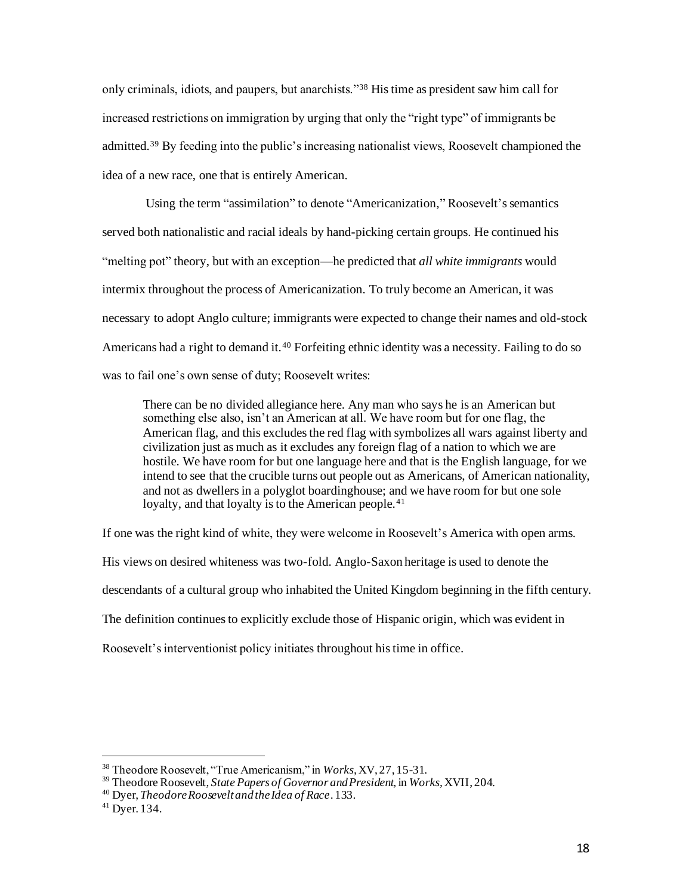only criminals, idiots, and paupers, but anarchists."[38] His time as president saw him call for increased restrictions on immigration by urging that only the "right type" of immigrants be admitted.[39] By feeding into the public's increasing nationalist views, Roosevelt championed the idea of a new race, one that is entirely American.

Using the term "assimilation" to denote "Americanization," Roosevelt's semantics served both nationalistic and racial ideals by hand-picking certain groups. He continued his "melting pot" theory, but with an exception—he predicted that *all white immigrants* would intermix throughout the process of Americanization. To truly become an American, it was necessary to adopt Anglo culture; immigrants were expected to change their names and old-stock Americans had a right to demand it.[40] Forfeiting ethnic identity was a necessity. Failing to do so was to fail one's own sense of duty; Roosevelt writes:

> There can be no divided allegiance here. Any man who says he is an American but something else also, isn't an American at all. We have room but for one flag, the American flag, and this excludes the red flag with symbolizes all wars against liberty and civilization just as much as it excludes any foreign flag of a nation to which we are hostile. We have room for but one language here and that is the English language, for we intend to see that the crucible turns out people out as Americans, of American nationality, and not as dwellers in a polyglot boardinghouse; and we have room for but one sole loyalty, and that loyalty is to the American people.[41]

If one was the right kind of white, they were welcome in Roosevelt's America with open arms. His views on desired whiteness was two-fold. Anglo-Saxon heritage is used to denote the descendants of a cultural group who inhabited the United Kingdom beginning in the fifth century. The definition continues to explicitly exclude those of Hispanic origin, which was evident in Roosevelt's interventionist policy initiates throughout his time in office.

---

[38] Theodore Roosevelt, "True Americanism," in *Works*, XV, 27, 15-31.

[39] Theodore Roosevelt, *State Papers of Governor and President*, in *Works*, XVII, 204.

[40] Dyer, *Theodore Roosevelt and the Idea of Race*. 133.

[41] Dyer. 134.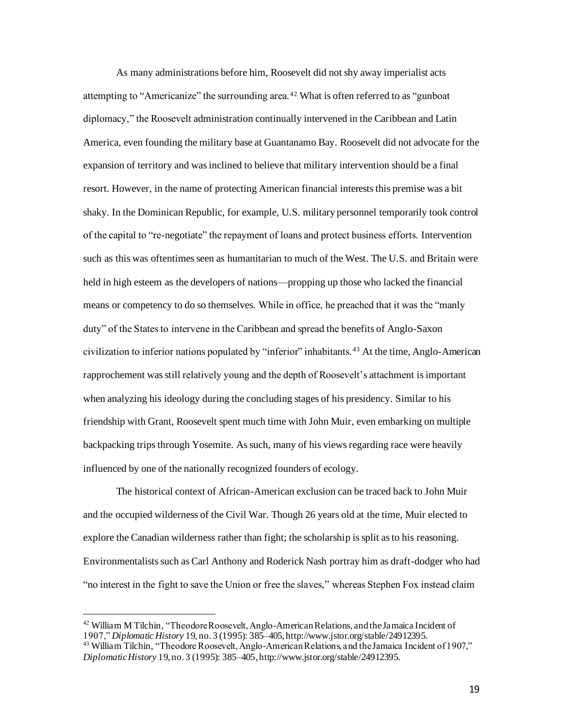As many administrations before him, Roosevelt did not shy away imperialist acts attempting to "Americanize" the surrounding area.[42] What is often referred to as "gunboat diplomacy," the Roosevelt administration continually intervened in the Caribbean and Latin America, even founding the military base at Guantanamo Bay. Roosevelt did not advocate for the expansion of territory and was inclined to believe that military intervention should be a final resort. However, in the name of protecting American financial interests this premise was a bit shaky. In the Dominican Republic, for example, U.S. military personnel temporarily took control of the capital to "re-negotiate" the repayment of loans and protect business efforts. Intervention such as this was oftentimes seen as humanitarian to much of the West. The U.S. and Britain were held in high esteem as the developers of nations—propping up those who lacked the financial means or competency to do so themselves. While in office, he preached that it was the "manly duty" of the States to intervene in the Caribbean and spread the benefits of Anglo-Saxon civilization to inferior nations populated by "inferior" inhabitants.[43] At the time, Anglo-American rapprochement was still relatively young and the depth of Roosevelt's attachment is important when analyzing his ideology during the concluding stages of his presidency. Similar to his friendship with Grant, Roosevelt spent much time with John Muir, even embarking on multiple backpacking trips through Yosemite. As such, many of his views regarding race were heavily influenced by one of the nationally recognized founders of ecology.

The historical context of African-American exclusion can be traced back to John Muir and the occupied wilderness of the Civil War. Though 26 years old at the time, Muir elected to explore the Canadian wilderness rather than fight; the scholarship is split as to his reasoning. Environmentalists such as Carl Anthony and Roderick Nash portray him as draft-dodger who had "no interest in the fight to save the Union or free the slaves," whereas Stephen Fox instead claim

---

[42] William M Tilchin, "Theodore Roosevelt, Anglo-American Relations, and the Jamaica Incident of 1907," *Diplomatic History* 19, no. 3 (1995): 385–405, http://www.jstor.org/stable/24912395.

[43] William Tilchin, "Theodore Roosevelt, Anglo-American Relations, and the Jamaica Incident of 1907," *Diplomatic History* 19, no. 3 (1995): 385–405, http://www.jstor.org/stable/24912395.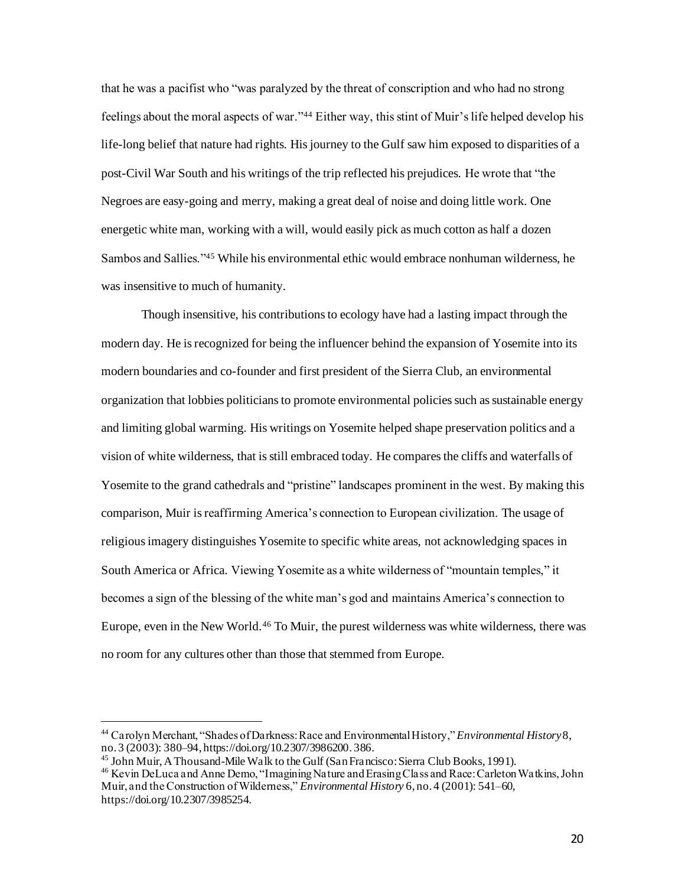that he was a pacifist who "was paralyzed by the threat of conscription and who had no strong feelings about the moral aspects of war."[44] Either way, this stint of Muir's life helped develop his life-long belief that nature had rights. His journey to the Gulf saw him exposed to disparities of a post-Civil War South and his writings of the trip reflected his prejudices. He wrote that "the Negroes are easy-going and merry, making a great deal of noise and doing little work. One energetic white man, working with a will, would easily pick as much cotton as half a dozen Sambos and Sallies."[45] While his environmental ethic would embrace nonhuman wilderness, he was insensitive to much of humanity.

Though insensitive, his contributions to ecology have had a lasting impact through the modern day. He is recognized for being the influencer behind the expansion of Yosemite into its modern boundaries and co-founder and first president of the Sierra Club, an environmental organization that lobbies politicians to promote environmental policies such as sustainable energy and limiting global warming. His writings on Yosemite helped shape preservation politics and a vision of white wilderness, that is still embraced today. He compares the cliffs and waterfalls of Yosemite to the grand cathedrals and "pristine" landscapes prominent in the west. By making this comparison, Muir is reaffirming America's connection to European civilization. The usage of religious imagery distinguishes Yosemite to specific white areas, not acknowledging spaces in South America or Africa. Viewing Yosemite as a white wilderness of "mountain temples," it becomes a sign of the blessing of the white man's god and maintains America's connection to Europe, even in the New World.[46] To Muir, the purest wilderness was white wilderness, there was no room for any cultures other than those that stemmed from Europe.

---

[44] Carolyn Merchant, "Shades of Darkness: Race and Environmental History," *Environmental History* 8, no. 3 (2003): 380–94, https://doi.org/10.2307/3986200. 386.

[45] John Muir, A Thousand-Mile Walk to the Gulf (San Francisco: Sierra Club Books, 1991).

[46] Kevin DeLuca and Anne Demo, "Imagining Nature and Erasing Class and Race: Carleton Watkins, John Muir, and the Construction of Wilderness," *Environmental History* 6, no. 4 (2001): 541–60, https://doi.org/10.2307/3985254.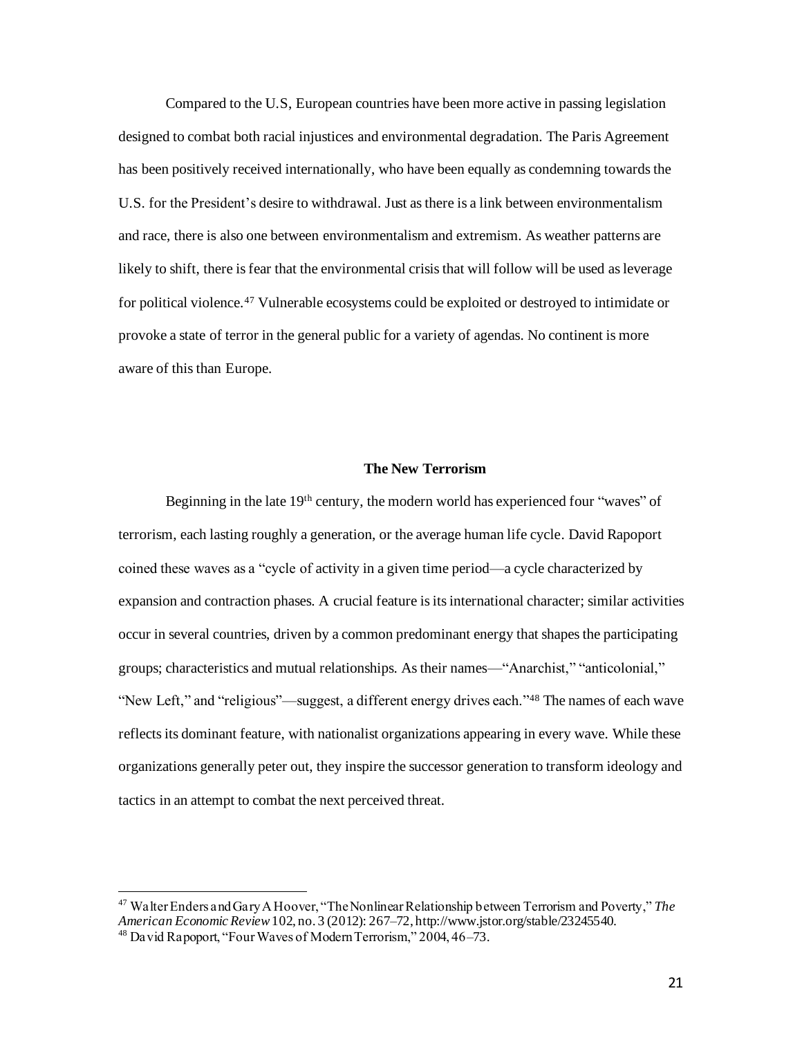Compared to the U.S, European countries have been more active in passing legislation designed to combat both racial injustices and environmental degradation. The Paris Agreement has been positively received internationally, who have been equally as condemning towards the U.S. for the President's desire to withdrawal. Just as there is a link between environmentalism and race, there is also one between environmentalism and extremism. As weather patterns are likely to shift, there is fear that the environmental crisis that will follow will be used as leverage for political violence.[47] Vulnerable ecosystems could be exploited or destroyed to intimidate or provoke a state of terror in the general public for a variety of agendas. No continent is more aware of this than Europe.

## The New Terrorism

Beginning in the late 19th century, the modern world has experienced four "waves" of terrorism, each lasting roughly a generation, or the average human life cycle. David Rapoport coined these waves as a "cycle of activity in a given time period—a cycle characterized by expansion and contraction phases. A crucial feature is its international character; similar activities occur in several countries, driven by a common predominant energy that shapes the participating groups; characteristics and mutual relationships. As their names—"Anarchist," "anticolonial," "New Left," and "religious"—suggest, a different energy drives each."[48] The names of each wave reflects its dominant feature, with nationalist organizations appearing in every wave. While these organizations generally peter out, they inspire the successor generation to transform ideology and tactics in an attempt to combat the next perceived threat.

---

[47] Walter Enders and Gary A Hoover, "The Nonlinear Relationship between Terrorism and Poverty," *The American Economic Review* 102, no. 3 (2012): 267–72, http://www.jstor.org/stable/23245540.

[48] David Rapoport, "Four Waves of Modern Terrorism," 2004, 46–73.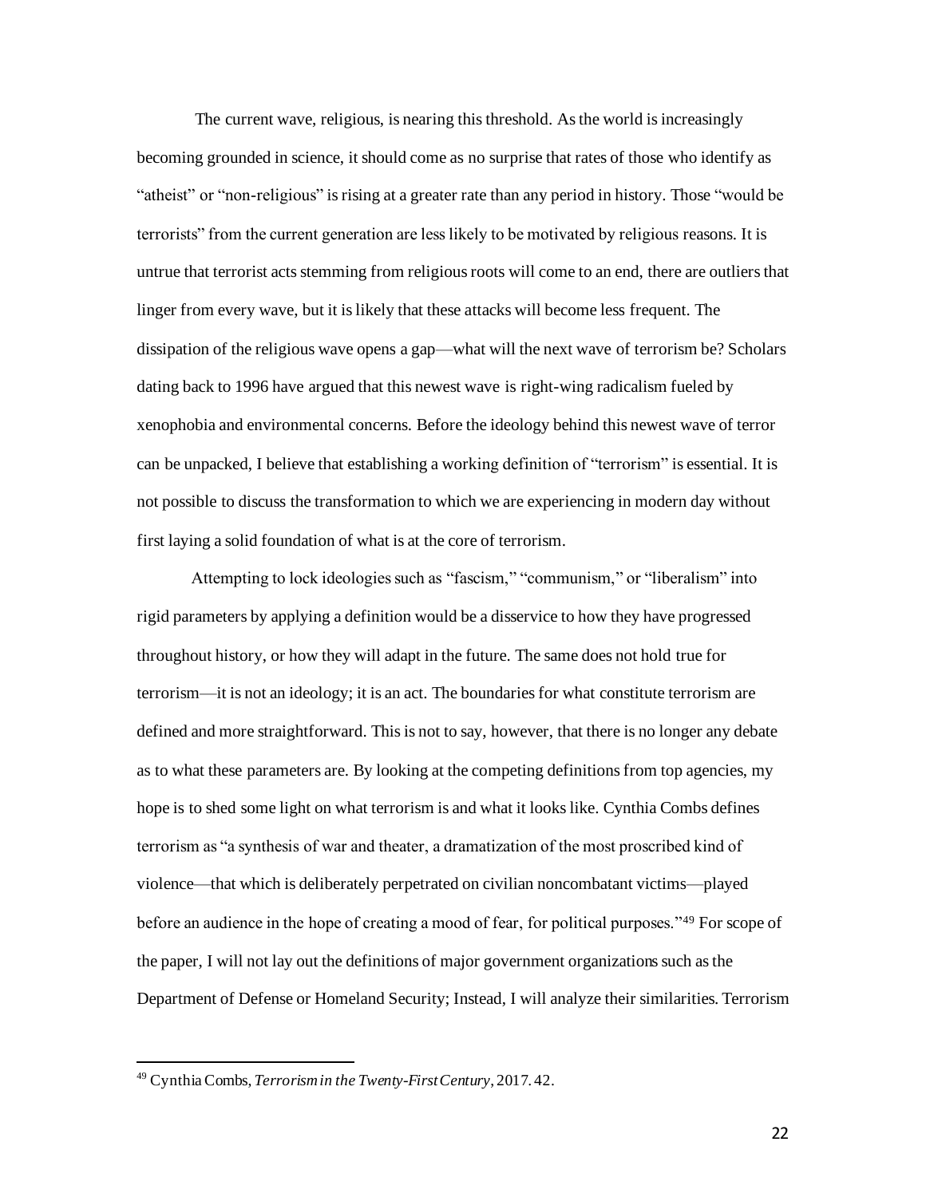The current wave, religious, is nearing this threshold. As the world is increasingly becoming grounded in science, it should come as no surprise that rates of those who identify as "atheist" or "non-religious" is rising at a greater rate than any period in history. Those "would be terrorists" from the current generation are less likely to be motivated by religious reasons. It is untrue that terrorist acts stemming from religious roots will come to an end, there are outliers that linger from every wave, but it is likely that these attacks will become less frequent. The dissipation of the religious wave opens a gap—what will the next wave of terrorism be? Scholars dating back to 1996 have argued that this newest wave is right-wing radicalism fueled by xenophobia and environmental concerns. Before the ideology behind this newest wave of terror can be unpacked, I believe that establishing a working definition of "terrorism" is essential. It is not possible to discuss the transformation to which we are experiencing in modern day without first laying a solid foundation of what is at the core of terrorism.

Attempting to lock ideologies such as "fascism," "communism," or "liberalism" into rigid parameters by applying a definition would be a disservice to how they have progressed throughout history, or how they will adapt in the future. The same does not hold true for terrorism—it is not an ideology; it is an act. The boundaries for what constitute terrorism are defined and more straightforward. This is not to say, however, that there is no longer any debate as to what these parameters are. By looking at the competing definitions from top agencies, my hope is to shed some light on what terrorism is and what it looks like. Cynthia Combs defines terrorism as "a synthesis of war and theater, a dramatization of the most proscribed kind of violence—that which is deliberately perpetrated on civilian noncombatant victims—played before an audience in the hope of creating a mood of fear, for political purposes."[49] For scope of the paper, I will not lay out the definitions of major government organizations such as the Department of Defense or Homeland Security; Instead, I will analyze their similarities. Terrorism

[49] Cynthia Combs, *Terrorism in the Twenty-First Century*, 2017. 42.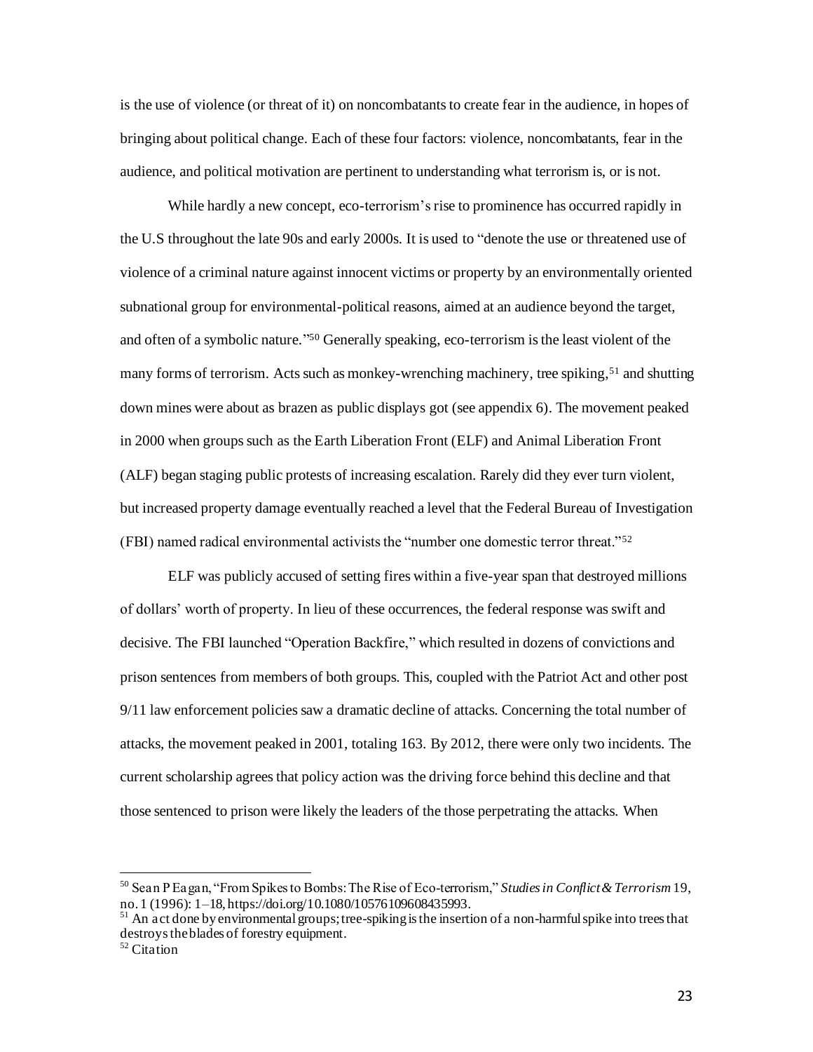is the use of violence (or threat of it) on noncombatants to create fear in the audience, in hopes of bringing about political change. Each of these four factors: violence, noncombatants, fear in the audience, and political motivation are pertinent to understanding what terrorism is, or is not.

While hardly a new concept, eco-terrorism's rise to prominence has occurred rapidly in the U.S throughout the late 90s and early 2000s. It is used to "denote the use or threatened use of violence of a criminal nature against innocent victims or property by an environmentally oriented subnational group for environmental-political reasons, aimed at an audience beyond the target, and often of a symbolic nature."[50] Generally speaking, eco-terrorism is the least violent of the many forms of terrorism. Acts such as monkey-wrenching machinery, tree spiking,[51] and shutting down mines were about as brazen as public displays got (see appendix 6). The movement peaked in 2000 when groups such as the Earth Liberation Front (ELF) and Animal Liberation Front (ALF) began staging public protests of increasing escalation. Rarely did they ever turn violent, but increased property damage eventually reached a level that the Federal Bureau of Investigation (FBI) named radical environmental activists the "number one domestic terror threat."[52]

ELF was publicly accused of setting fires within a five-year span that destroyed millions of dollars' worth of property. In lieu of these occurrences, the federal response was swift and decisive. The FBI launched "Operation Backfire," which resulted in dozens of convictions and prison sentences from members of both groups. This, coupled with the Patriot Act and other post 9/11 law enforcement policies saw a dramatic decline of attacks. Concerning the total number of attacks, the movement peaked in 2001, totaling 163. By 2012, there were only two incidents. The current scholarship agrees that policy action was the driving force behind this decline and that those sentenced to prison were likely the leaders of the those perpetrating the attacks. When

---

[50] Sean P Eagan, "From Spikes to Bombs: The Rise of Eco-terrorism," *Studies in Conflict & Terrorism* 19, no. 1 (1996): 1–18, https://doi.org/10.1080/10576109608435993.

[51] An act done by environmental groups; tree-spiking is the insertion of a non-harmful spike into trees that destroys the blades of forestry equipment.

[52] Citation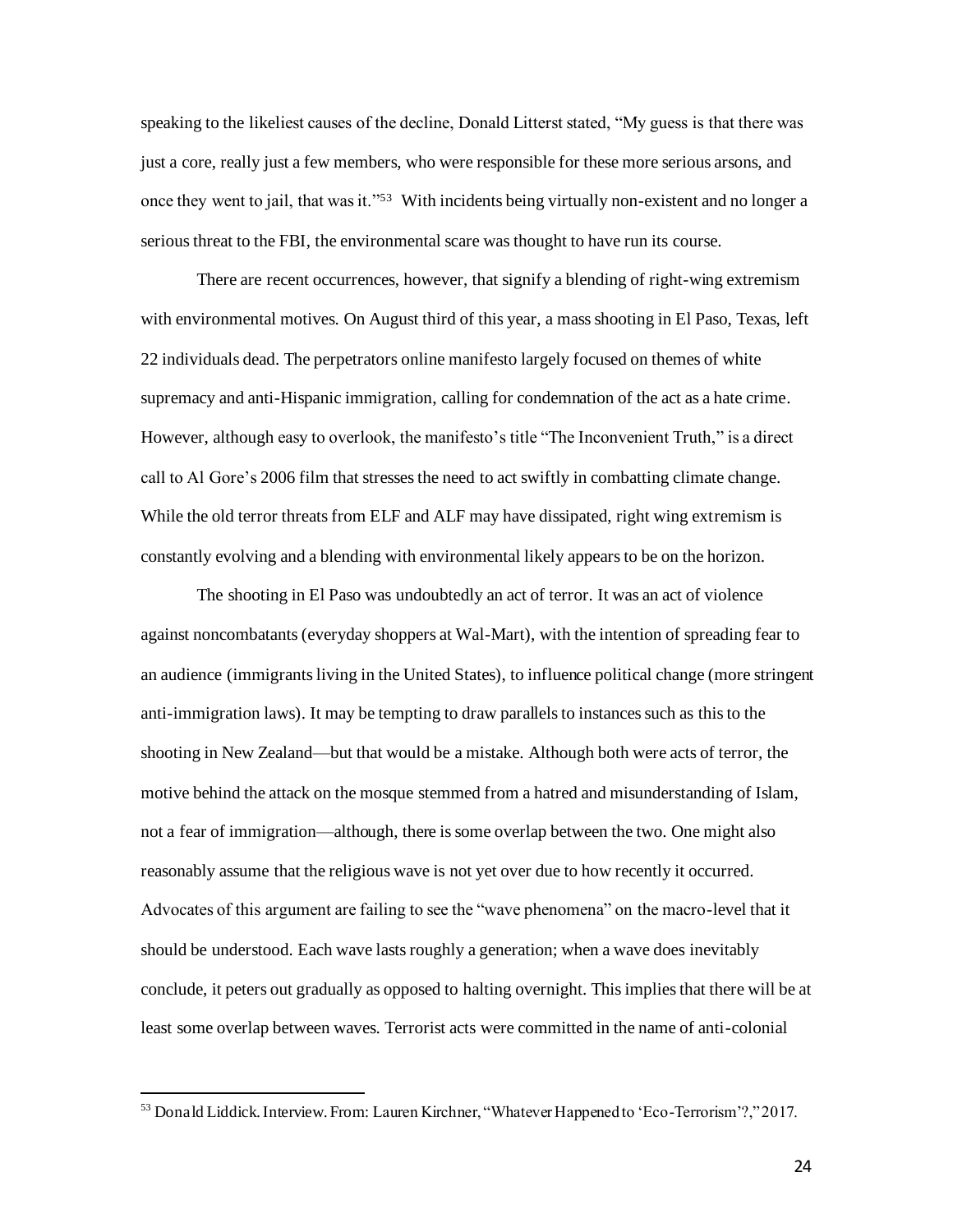speaking to the likeliest causes of the decline, Donald Litterst stated, "My guess is that there was just a core, really just a few members, who were responsible for these more serious arsons, and once they went to jail, that was it."[53] With incidents being virtually non-existent and no longer a serious threat to the FBI, the environmental scare was thought to have run its course.

There are recent occurrences, however, that signify a blending of right-wing extremism with environmental motives. On August third of this year, a mass shooting in El Paso, Texas, left 22 individuals dead. The perpetrators online manifesto largely focused on themes of white supremacy and anti-Hispanic immigration, calling for condemnation of the act as a hate crime. However, although easy to overlook, the manifesto's title "The Inconvenient Truth," is a direct call to Al Gore's 2006 film that stresses the need to act swiftly in combatting climate change. While the old terror threats from ELF and ALF may have dissipated, right wing extremism is constantly evolving and a blending with environmental likely appears to be on the horizon.

The shooting in El Paso was undoubtedly an act of terror. It was an act of violence against noncombatants (everyday shoppers at Wal-Mart), with the intention of spreading fear to an audience (immigrants living in the United States), to influence political change (more stringent anti-immigration laws). It may be tempting to draw parallels to instances such as this to the shooting in New Zealand—but that would be a mistake. Although both were acts of terror, the motive behind the attack on the mosque stemmed from a hatred and misunderstanding of Islam, not a fear of immigration—although, there is some overlap between the two. One might also reasonably assume that the religious wave is not yet over due to how recently it occurred. Advocates of this argument are failing to see the "wave phenomena" on the macro-level that it should be understood. Each wave lasts roughly a generation; when a wave does inevitably conclude, it peters out gradually as opposed to halting overnight. This implies that there will be at least some overlap between waves. Terrorist acts were committed in the name of anti-colonial

[53] Donald Liddick. Interview. From: Lauren Kirchner, "Whatever Happened to 'Eco-Terrorism'?," 2017.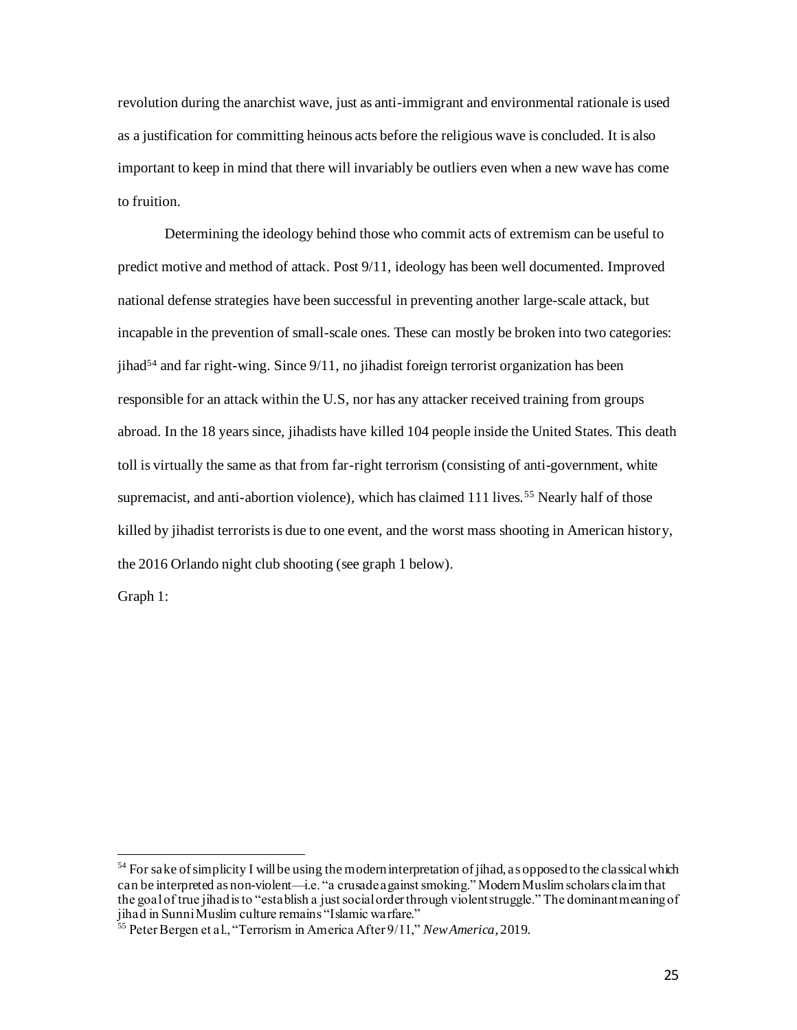revolution during the anarchist wave, just as anti-immigrant and environmental rationale is used as a justification for committing heinous acts before the religious wave is concluded. It is also important to keep in mind that there will invariably be outliers even when a new wave has come to fruition.

Determining the ideology behind those who commit acts of extremism can be useful to predict motive and method of attack. Post 9/11, ideology has been well documented. Improved national defense strategies have been successful in preventing another large-scale attack, but incapable in the prevention of small-scale ones. These can mostly be broken into two categories: jihad[54] and far right-wing. Since 9/11, no jihadist foreign terrorist organization has been responsible for an attack within the U.S, nor has any attacker received training from groups abroad. In the 18 years since, jihadists have killed 104 people inside the United States. This death toll is virtually the same as that from far-right terrorism (consisting of anti-government, white supremacist, and anti-abortion violence), which has claimed 111 lives.[55] Nearly half of those killed by jihadist terrorists is due to one event, and the worst mass shooting in American history, the 2016 Orlando night club shooting (see graph 1 below).

Graph 1:

---

[54] For sake of simplicity I will be using the modern interpretation of jihad, as opposed to the classical which can be interpreted as non-violent—i.e. "a crusade against smoking." Modern Muslim scholars claim that the goal of true jihad is to "establish a just social order through violent struggle." The dominant meaning of jihad in Sunni Muslim culture remains "Islamic warfare."

[55] Peter Bergen et al., "Terrorism in America After 9/11," *New America*, 2019.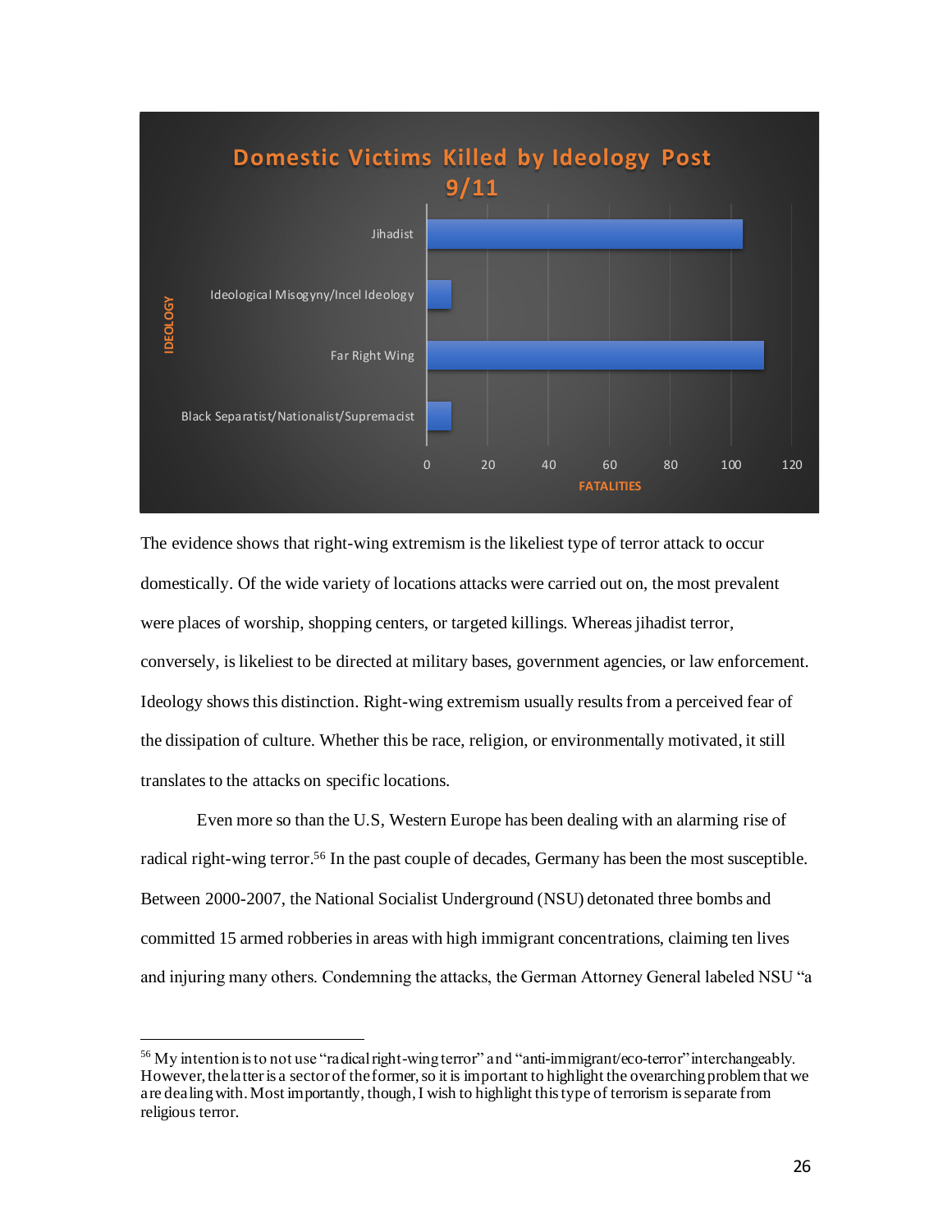**Domestic Victims Killed by Ideology Post 9/11**

| IDEOLOGY | FATALITIES |
|---|---|
| Jihadist | ~104 |
| Ideological Misogyny/Incel Ideology | ~8 |
| Far Right Wing | ~111 |
| Black Separatist/Nationalist/Supremacist | ~8 |

The evidence shows that right-wing extremism is the likeliest type of terror attack to occur domestically. Of the wide variety of locations attacks were carried out on, the most prevalent were places of worship, shopping centers, or targeted killings. Whereas jihadist terror, conversely, is likeliest to be directed at military bases, government agencies, or law enforcement. Ideology shows this distinction. Right-wing extremism usually results from a perceived fear of the dissipation of culture. Whether this be race, religion, or environmentally motivated, it still translates to the attacks on specific locations.

Even more so than the U.S, Western Europe has been dealing with an alarming rise of radical right-wing terror.[56] In the past couple of decades, Germany has been the most susceptible. Between 2000-2007, the National Socialist Underground (NSU) detonated three bombs and committed 15 armed robberies in areas with high immigrant concentrations, claiming ten lives and injuring many others. Condemning the attacks, the German Attorney General labeled NSU "a

---

[56] My intention is to not use "radical right-wing terror" and "anti-immigrant/eco-terror" interchangeably. However, the latter is a sector of the former, so it is important to highlight the overarching problem that we are dealing with. Most importantly, though, I wish to highlight this type of terrorism is separate from religious terror.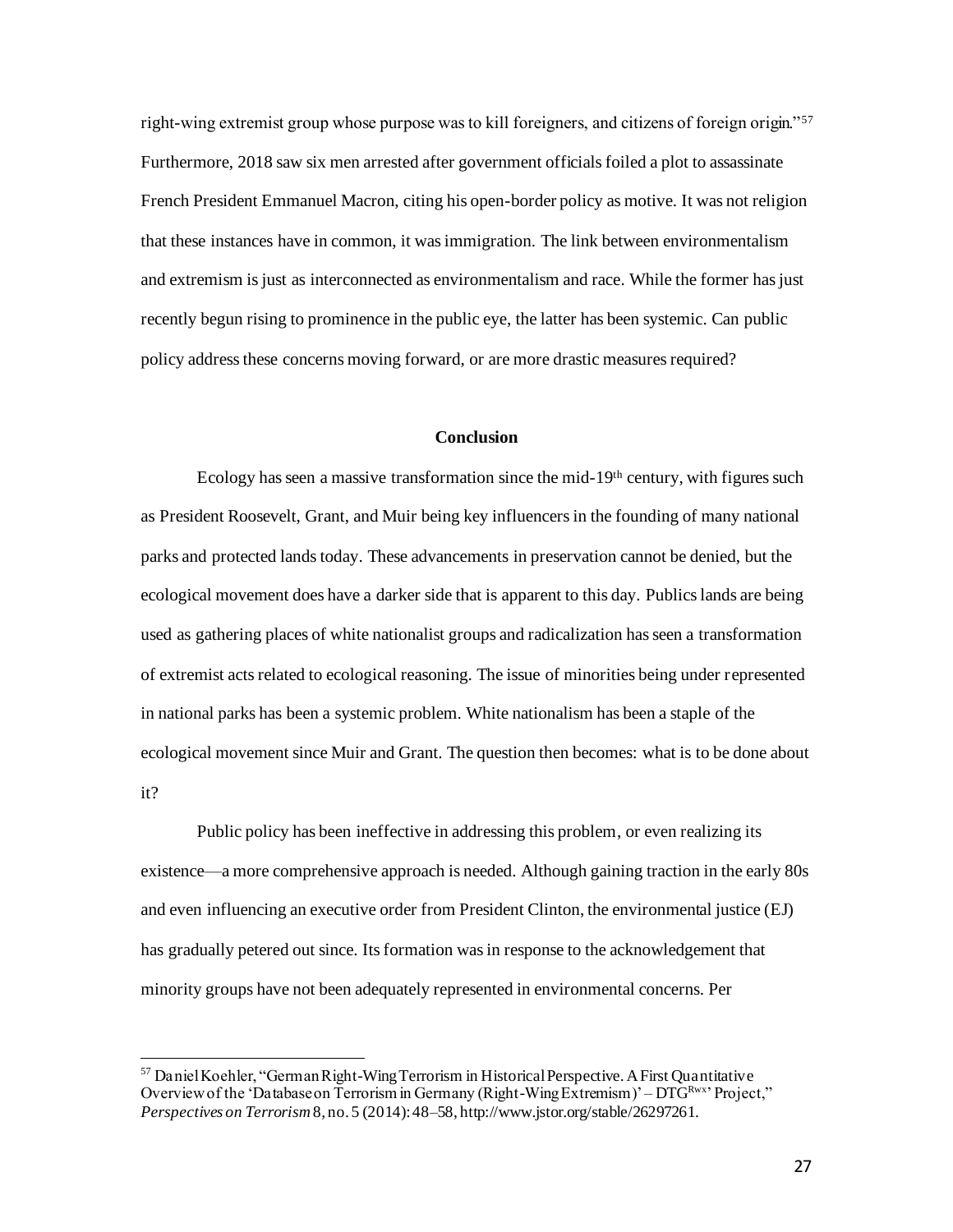right-wing extremist group whose purpose was to kill foreigners, and citizens of foreign origin."[57] Furthermore, 2018 saw six men arrested after government officials foiled a plot to assassinate French President Emmanuel Macron, citing his open-border policy as motive. It was not religion that these instances have in common, it was immigration. The link between environmentalism and extremism is just as interconnected as environmentalism and race. While the former has just recently begun rising to prominence in the public eye, the latter has been systemic. Can public policy address these concerns moving forward, or are more drastic measures required?

## Conclusion

Ecology has seen a massive transformation since the mid-19th century, with figures such as President Roosevelt, Grant, and Muir being key influencers in the founding of many national parks and protected lands today. These advancements in preservation cannot be denied, but the ecological movement does have a darker side that is apparent to this day. Publics lands are being used as gathering places of white nationalist groups and radicalization has seen a transformation of extremist acts related to ecological reasoning. The issue of minorities being under represented in national parks has been a systemic problem. White nationalism has been a staple of the ecological movement since Muir and Grant. The question then becomes: what is to be done about it?

Public policy has been ineffective in addressing this problem, or even realizing its existence—a more comprehensive approach is needed. Although gaining traction in the early 80s and even influencing an executive order from President Clinton, the environmental justice (EJ) has gradually petered out since. Its formation was in response to the acknowledgement that minority groups have not been adequately represented in environmental concerns. Per

---

[57] Daniel Koehler, "German Right-Wing Terrorism in Historical Perspective. A First Quantitative Overview of the 'Database on Terrorism in Germany (Right-Wing Extremism)' – DTG[Rwx]' Project," *Perspectives on Terrorism* 8, no. 5 (2014): 48–58, http://www.jstor.org/stable/26297261.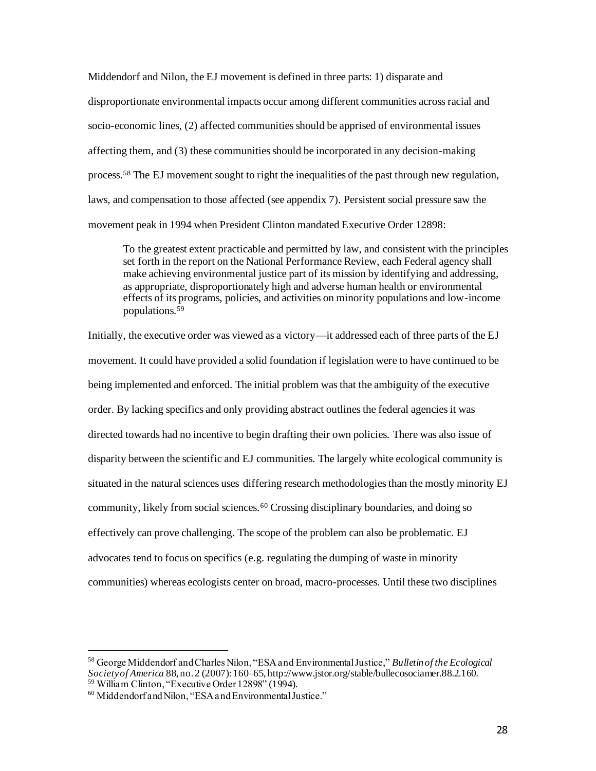Middendorf and Nilon, the EJ movement is defined in three parts: 1) disparate and disproportionate environmental impacts occur among different communities across racial and socio-economic lines, (2) affected communities should be apprised of environmental issues affecting them, and (3) these communities should be incorporated in any decision-making process.[58] The EJ movement sought to right the inequalities of the past through new regulation, laws, and compensation to those affected (see appendix 7). Persistent social pressure saw the movement peak in 1994 when President Clinton mandated Executive Order 12898:

> To the greatest extent practicable and permitted by law, and consistent with the principles set forth in the report on the National Performance Review, each Federal agency shall make achieving environmental justice part of its mission by identifying and addressing, as appropriate, disproportionately high and adverse human health or environmental effects of its programs, policies, and activities on minority populations and low-income populations.[59]

Initially, the executive order was viewed as a victory—it addressed each of three parts of the EJ movement. It could have provided a solid foundation if legislation were to have continued to be being implemented and enforced. The initial problem was that the ambiguity of the executive order. By lacking specifics and only providing abstract outlines the federal agencies it was directed towards had no incentive to begin drafting their own policies. There was also issue of disparity between the scientific and EJ communities. The largely white ecological community is situated in the natural sciences uses differing research methodologies than the mostly minority EJ community, likely from social sciences.[60] Crossing disciplinary boundaries, and doing so effectively can prove challenging. The scope of the problem can also be problematic. EJ advocates tend to focus on specifics (e.g. regulating the dumping of waste in minority communities) whereas ecologists center on broad, macro-processes. Until these two disciplines

---

[58] George Middendorf and Charles Nilon, "ESA and Environmental Justice," *Bulletin of the Ecological Society of America* 88, no. 2 (2007): 160–65, http://www.jstor.org/stable/bullecosociamer.88.2.160.

[59] William Clinton, "Executive Order 12898" (1994).

[60] Middendorf and Nilon, "ESA and Environmental Justice."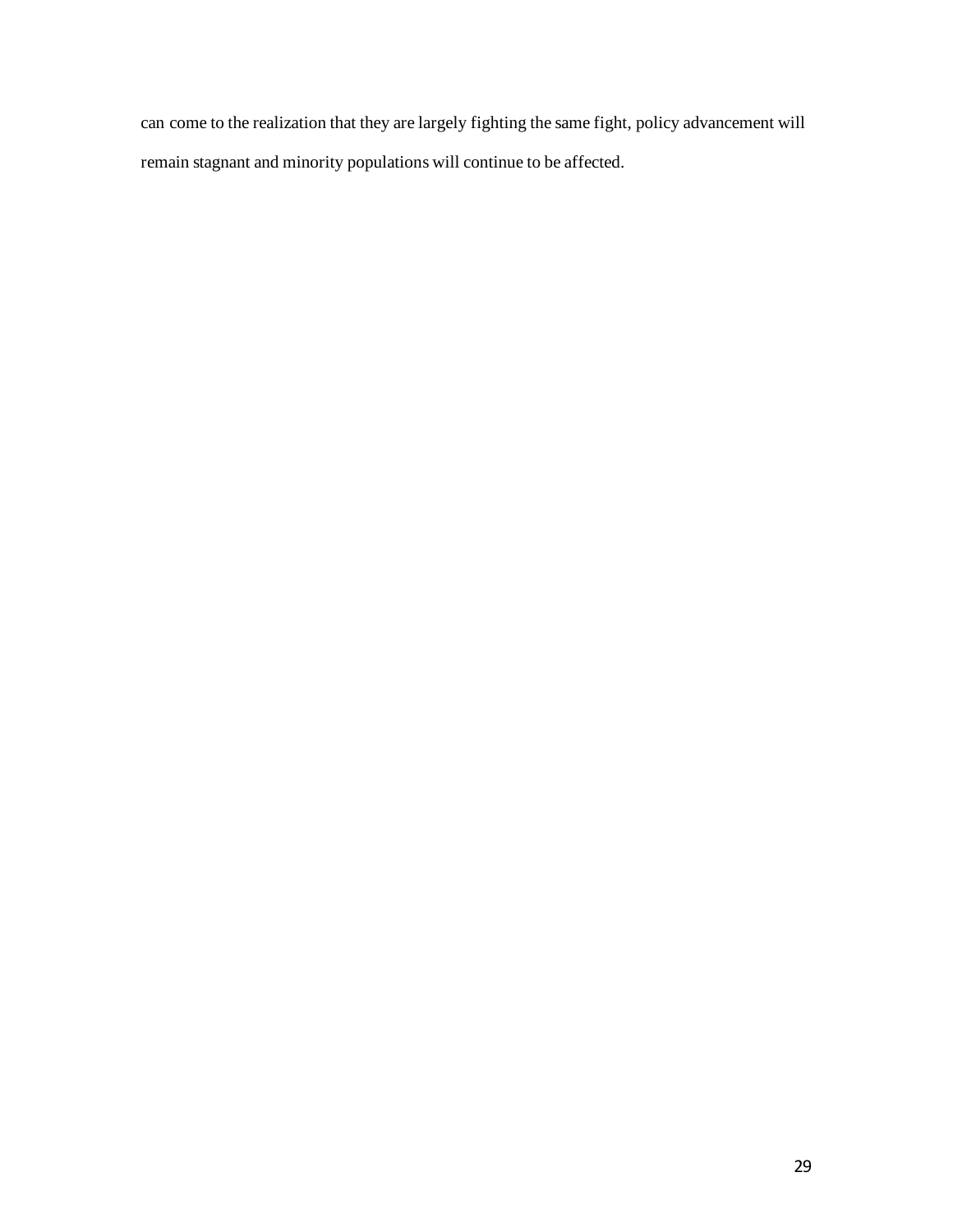can come to the realization that they are largely fighting the same fight, policy advancement will remain stagnant and minority populations will continue to be affected.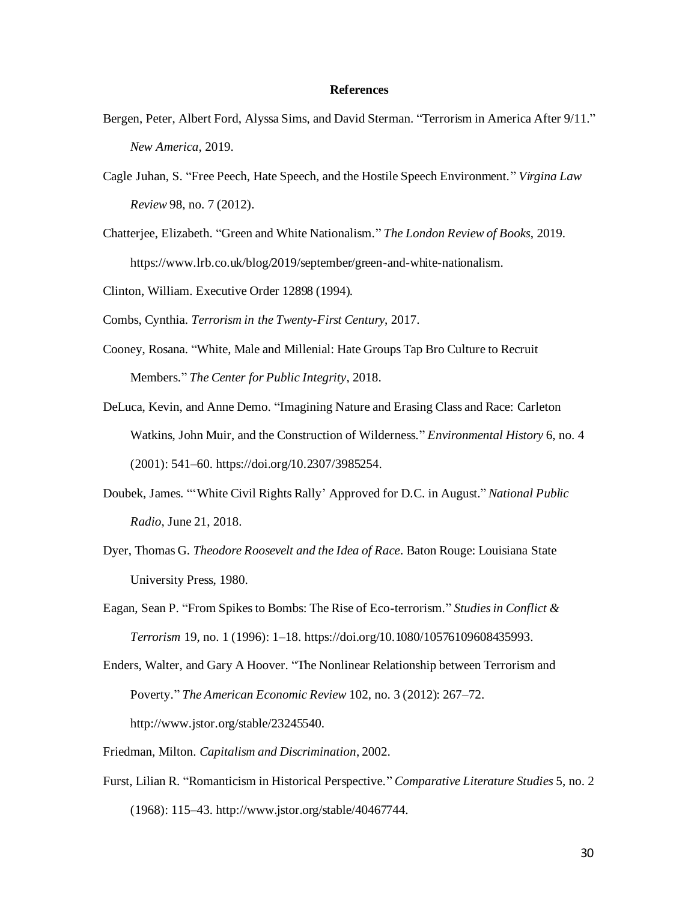**References**

Bergen, Peter, Albert Ford, Alyssa Sims, and David Sterman. "Terrorism in America After 9/11." *New America*, 2019.

Cagle Juhan, S. "Free Peech, Hate Speech, and the Hostile Speech Environment." *Virgina Law Review* 98, no. 7 (2012).

Chatterjee, Elizabeth. "Green and White Nationalism." *The London Review of Books*, 2019. https://www.lrb.co.uk/blog/2019/september/green-and-white-nationalism.

Clinton, William. Executive Order 12898 (1994).

Combs, Cynthia. *Terrorism in the Twenty-First Century*, 2017.

Cooney, Rosana. "White, Male and Millenial: Hate Groups Tap Bro Culture to Recruit Members." *The Center for Public Integrity*, 2018.

DeLuca, Kevin, and Anne Demo. "Imagining Nature and Erasing Class and Race: Carleton Watkins, John Muir, and the Construction of Wilderness." *Environmental History* 6, no. 4 (2001): 541–60. https://doi.org/10.2307/3985254.

Doubek, James. "'White Civil Rights Rally' Approved for D.C. in August." *National Public Radio*, June 21, 2018.

Dyer, Thomas G. *Theodore Roosevelt and the Idea of Race*. Baton Rouge: Louisiana State University Press, 1980.

Eagan, Sean P. "From Spikes to Bombs: The Rise of Eco-terrorism." *Studies in Conflict & Terrorism* 19, no. 1 (1996): 1–18. https://doi.org/10.1080/10576109608435993.

Enders, Walter, and Gary A Hoover. "The Nonlinear Relationship between Terrorism and Poverty." *The American Economic Review* 102, no. 3 (2012): 267–72. http://www.jstor.org/stable/23245540.

Friedman, Milton. *Capitalism and Discrimination*, 2002.

Furst, Lilian R. "Romanticism in Historical Perspective." *Comparative Literature Studies* 5, no. 2 (1968): 115–43. http://www.jstor.org/stable/40467744.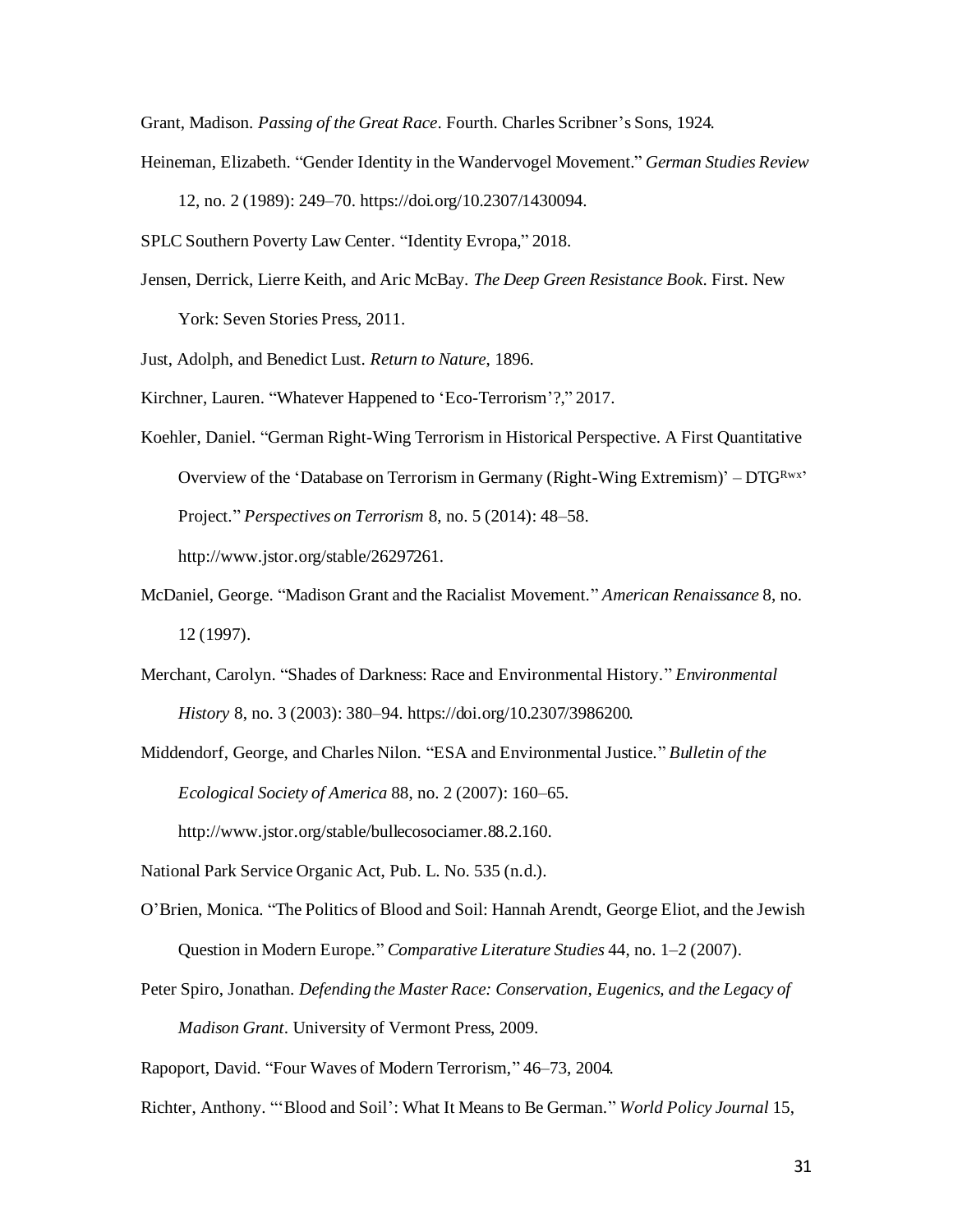Grant, Madison. *Passing of the Great Race*. Fourth. Charles Scribner's Sons, 1924.

Heineman, Elizabeth. "Gender Identity in the Wandervogel Movement." *German Studies Review* 12, no. 2 (1989): 249–70. https://doi.org/10.2307/1430094.

SPLC Southern Poverty Law Center. "Identity Evropa," 2018.

Jensen, Derrick, Lierre Keith, and Aric McBay. *The Deep Green Resistance Book*. First. New York: Seven Stories Press, 2011.

Just, Adolph, and Benedict Lust. *Return to Nature*, 1896.

Kirchner, Lauren. "Whatever Happened to 'Eco-Terrorism'?," 2017.

Koehler, Daniel. "German Right-Wing Terrorism in Historical Perspective. A First Quantitative Overview of the 'Database on Terrorism in Germany (Right-Wing Extremism)' – DTG[Rwx]' Project." *Perspectives on Terrorism* 8, no. 5 (2014): 48–58. http://www.jstor.org/stable/26297261.

McDaniel, George. "Madison Grant and the Racialist Movement." *American Renaissance* 8, no. 12 (1997).

Merchant, Carolyn. "Shades of Darkness: Race and Environmental History." *Environmental History* 8, no. 3 (2003): 380–94. https://doi.org/10.2307/3986200.

Middendorf, George, and Charles Nilon. "ESA and Environmental Justice." *Bulletin of the Ecological Society of America* 88, no. 2 (2007): 160–65. http://www.jstor.org/stable/bullecosociamer.88.2.160.

National Park Service Organic Act, Pub. L. No. 535 (n.d.).

O'Brien, Monica. "The Politics of Blood and Soil: Hannah Arendt, George Eliot, and the Jewish Question in Modern Europe." *Comparative Literature Studies* 44, no. 1–2 (2007).

Peter Spiro, Jonathan. *Defending the Master Race: Conservation, Eugenics, and the Legacy of Madison Grant*. University of Vermont Press, 2009.

Rapoport, David. "Four Waves of Modern Terrorism," 46–73, 2004.

Richter, Anthony. "'Blood and Soil': What It Means to Be German." *World Policy Journal* 15,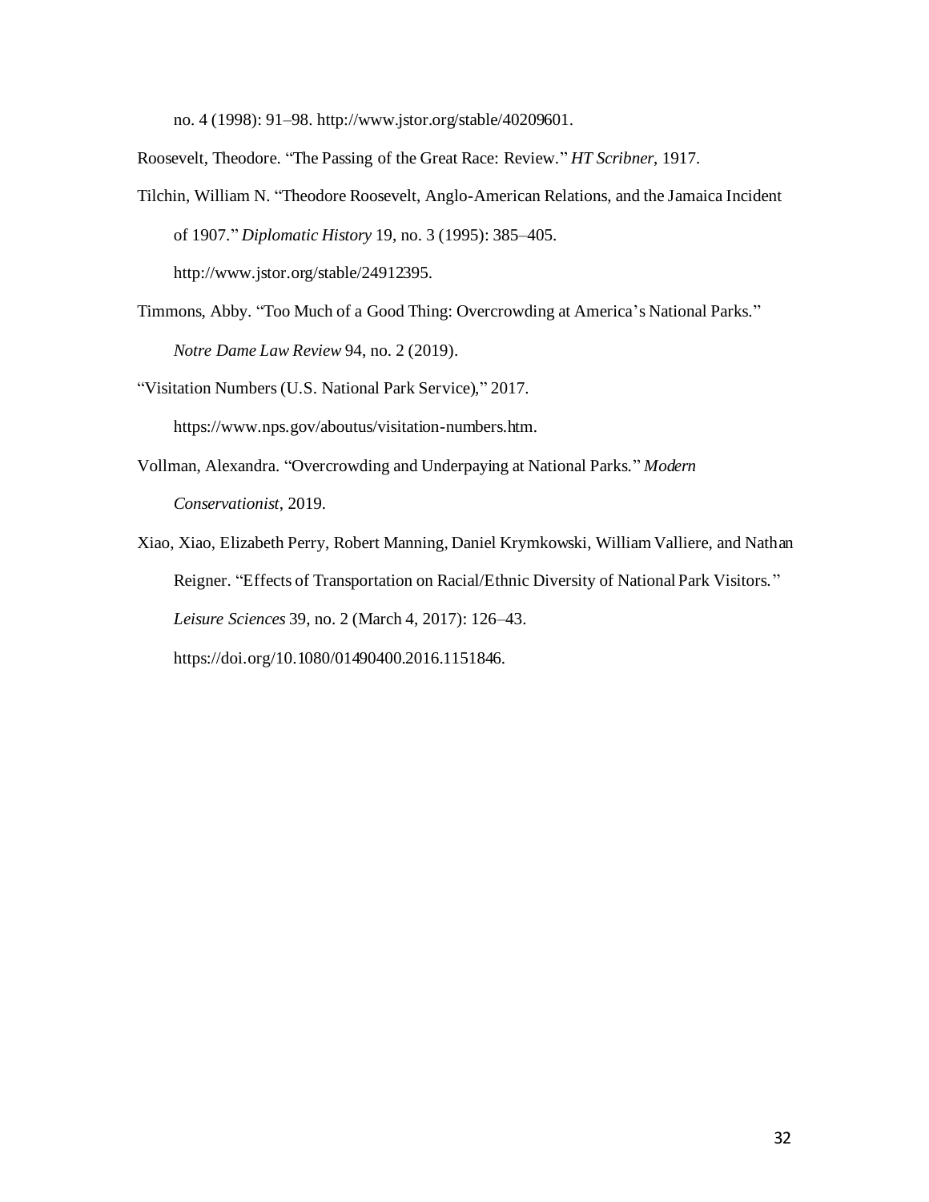no. 4 (1998): 91–98. http://www.jstor.org/stable/40209601.

Roosevelt, Theodore. "The Passing of the Great Race: Review." *HT Scribner*, 1917.

Tilchin, William N. "Theodore Roosevelt, Anglo-American Relations, and the Jamaica Incident of 1907." *Diplomatic History* 19, no. 3 (1995): 385–405. http://www.jstor.org/stable/24912395.

Timmons, Abby. "Too Much of a Good Thing: Overcrowding at America's National Parks." *Notre Dame Law Review* 94, no. 2 (2019).

"Visitation Numbers (U.S. National Park Service)," 2017. https://www.nps.gov/aboutus/visitation-numbers.htm.

Vollman, Alexandra. "Overcrowding and Underpaying at National Parks." *Modern Conservationist*, 2019.

Xiao, Xiao, Elizabeth Perry, Robert Manning, Daniel Krymkowski, William Valliere, and Nathan Reigner. "Effects of Transportation on Racial/Ethnic Diversity of National Park Visitors." *Leisure Sciences* 39, no. 2 (March 4, 2017): 126–43. https://doi.org/10.1080/01490400.2016.1151846.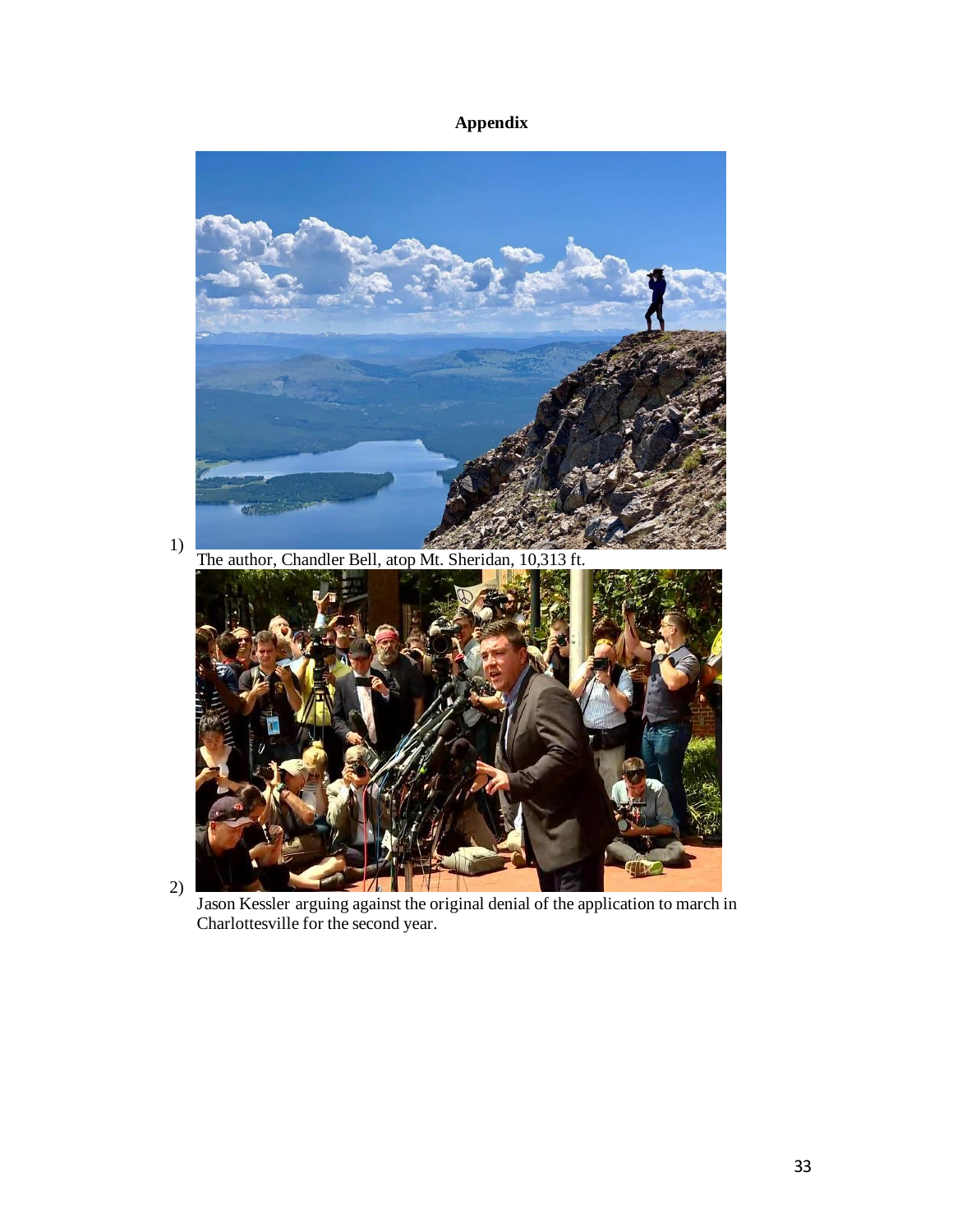**Appendix**

1) The author, Chandler Bell, atop Mt. Sheridan, 10,313 ft.

2) Jason Kessler arguing against the original denial of the application to march in Charlottesville for the second year.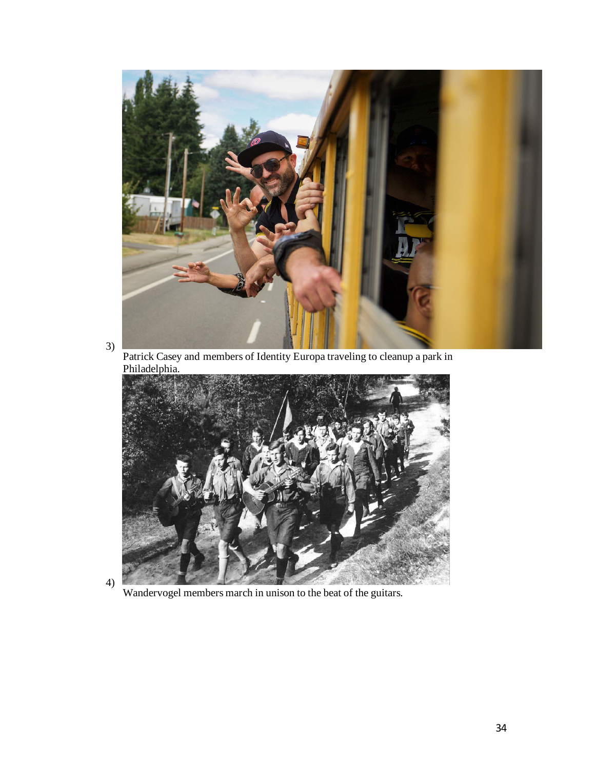3)

Patrick Casey and members of Identity Europa traveling to cleanup a park in Philadelphia.

4)

Wandervogel members march in unison to the beat of the guitars.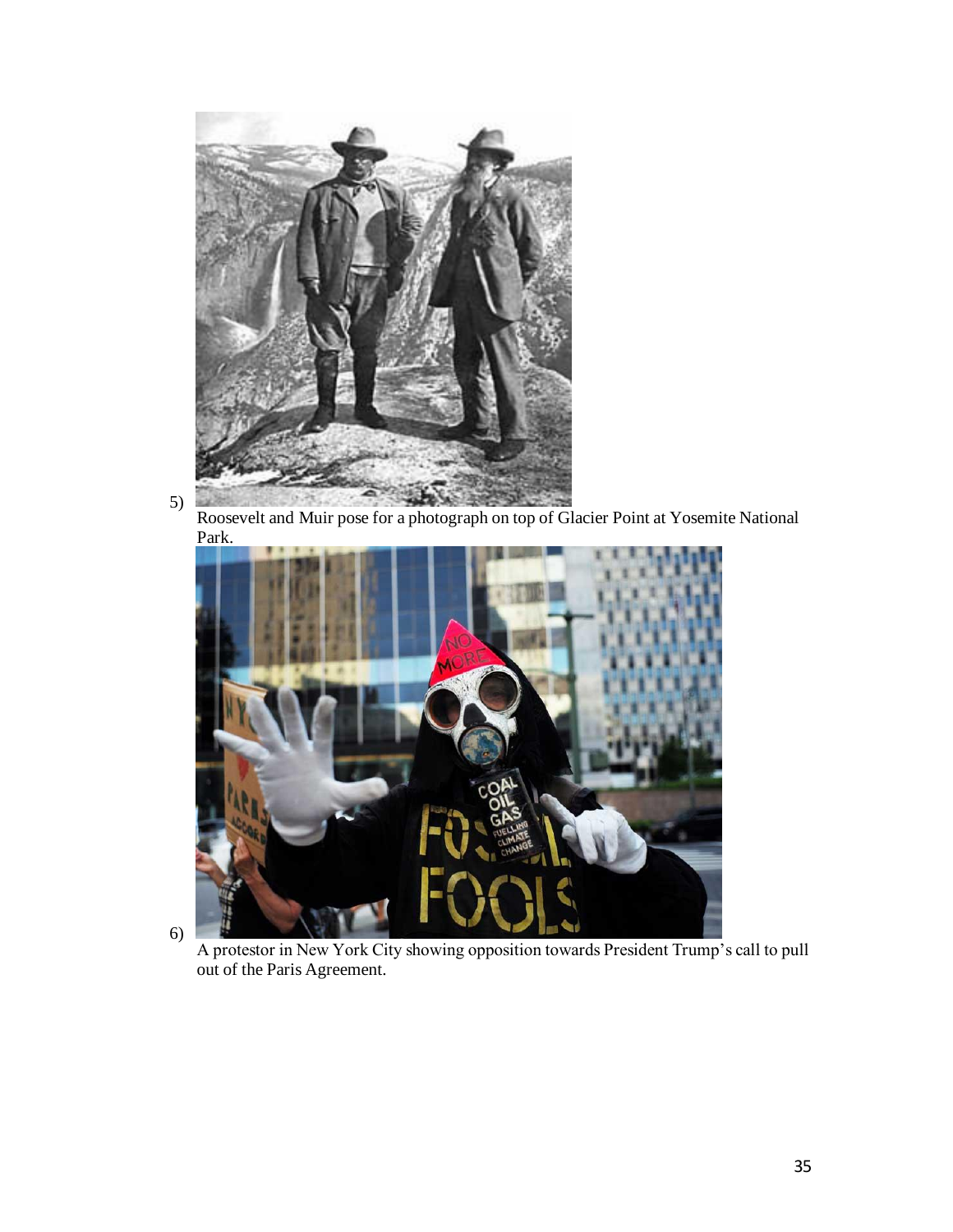5) Roosevelt and Muir pose for a photograph on top of Glacier Point at Yosemite National Park.

6) A protestor in New York City showing opposition towards President Trump's call to pull out of the Paris Agreement.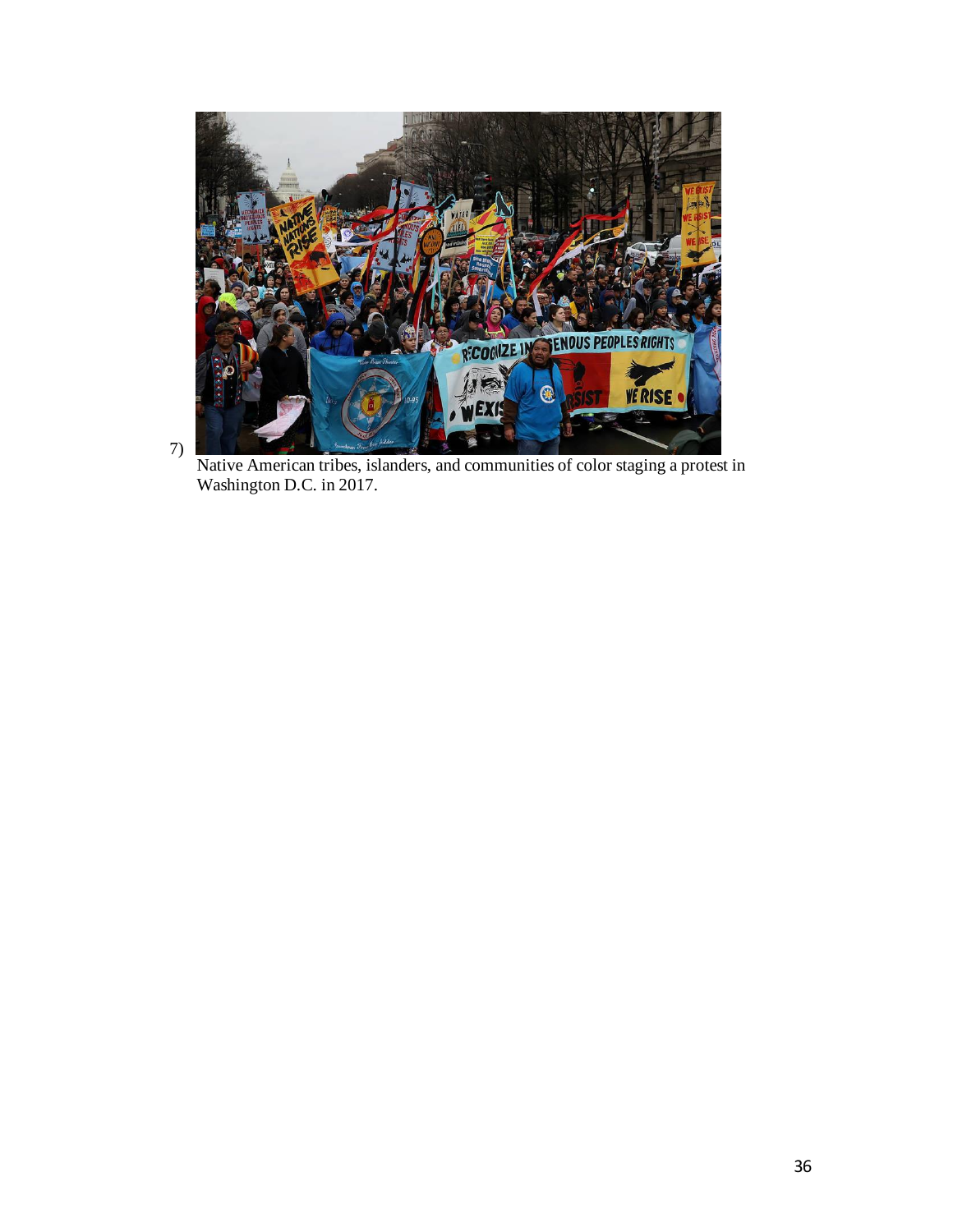7)

Native American tribes, islanders, and communities of color staging a protest in Washington D.C. in 2017.